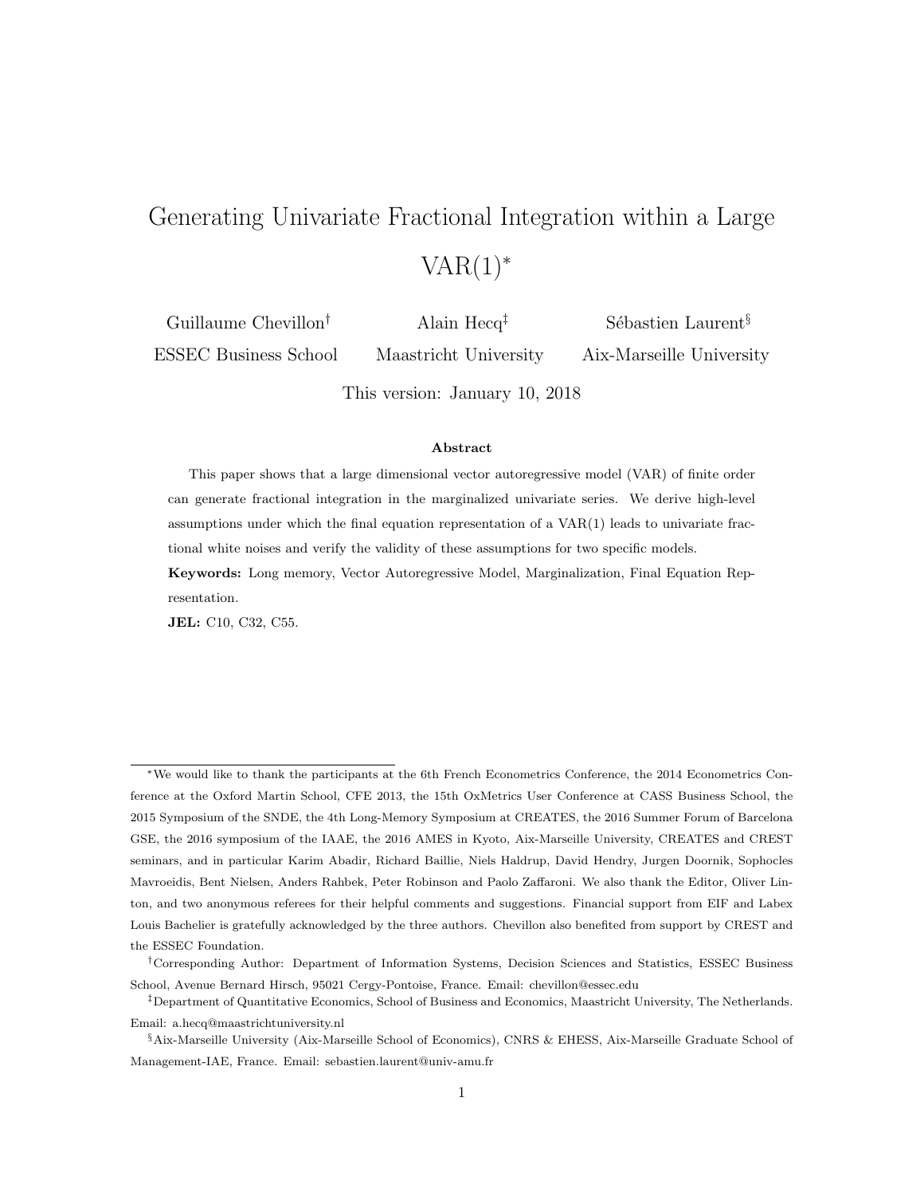# Generating Univariate Fractional Integration within a Large VAR(1)*

Guillaume Chevillon[†] — ESSEC Business School

Alain Hecq[‡] — Maastricht University

Sébastien Laurent[§] — Aix-Marseille University

This version: January 10, 2018

### Abstract

This paper shows that a large dimensional vector autoregressive model (VAR) of finite order can generate fractional integration in the marginalized univariate series. We derive high-level assumptions under which the final equation representation of a VAR(1) leads to univariate fractional white noises and verify the validity of these assumptions for two specific models.

**Keywords:** Long memory, Vector Autoregressive Model, Marginalization, Final Equation Representation.

**JEL:** C10, C32, C55.

---

[*] We would like to thank the participants at the 6th French Econometrics Conference, the 2014 Econometrics Conference at the Oxford Martin School, CFE 2013, the 15th OxMetrics User Conference at CASS Business School, the 2015 Symposium of the SNDE, the 4th Long-Memory Symposium at CREATES, the 2016 Summer Forum of Barcelona GSE, the 2016 symposium of the IAAE, the 2016 AMES in Kyoto, Aix-Marseille University, CREATES and CREST seminars, and in particular Karim Abadir, Richard Baillie, Niels Haldrup, David Hendry, Jurgen Doornik, Sophocles Mavroeidis, Bent Nielsen, Anders Rahbek, Peter Robinson and Paolo Zaffaroni. We also thank the Editor, Oliver Linton, and two anonymous referees for their helpful comments and suggestions. Financial support from EIF and Labex Louis Bachelier is gratefully acknowledged by the three authors. Chevillon also benefited from support by CREST and the ESSEC Foundation.

[†] Corresponding Author: Department of Information Systems, Decision Sciences and Statistics, ESSEC Business School, Avenue Bernard Hirsch, 95021 Cergy-Pontoise, France. Email: chevillon@essec.edu

[‡] Department of Quantitative Economics, School of Business and Economics, Maastricht University, The Netherlands. Email: a.hecq@maastrichtuniversity.nl

[§] Aix-Marseille University (Aix-Marseille School of Economics), CNRS & EHESS, Aix-Marseille Graduate School of Management-IAE, France. Email: sebastien.laurent@univ-amu.fr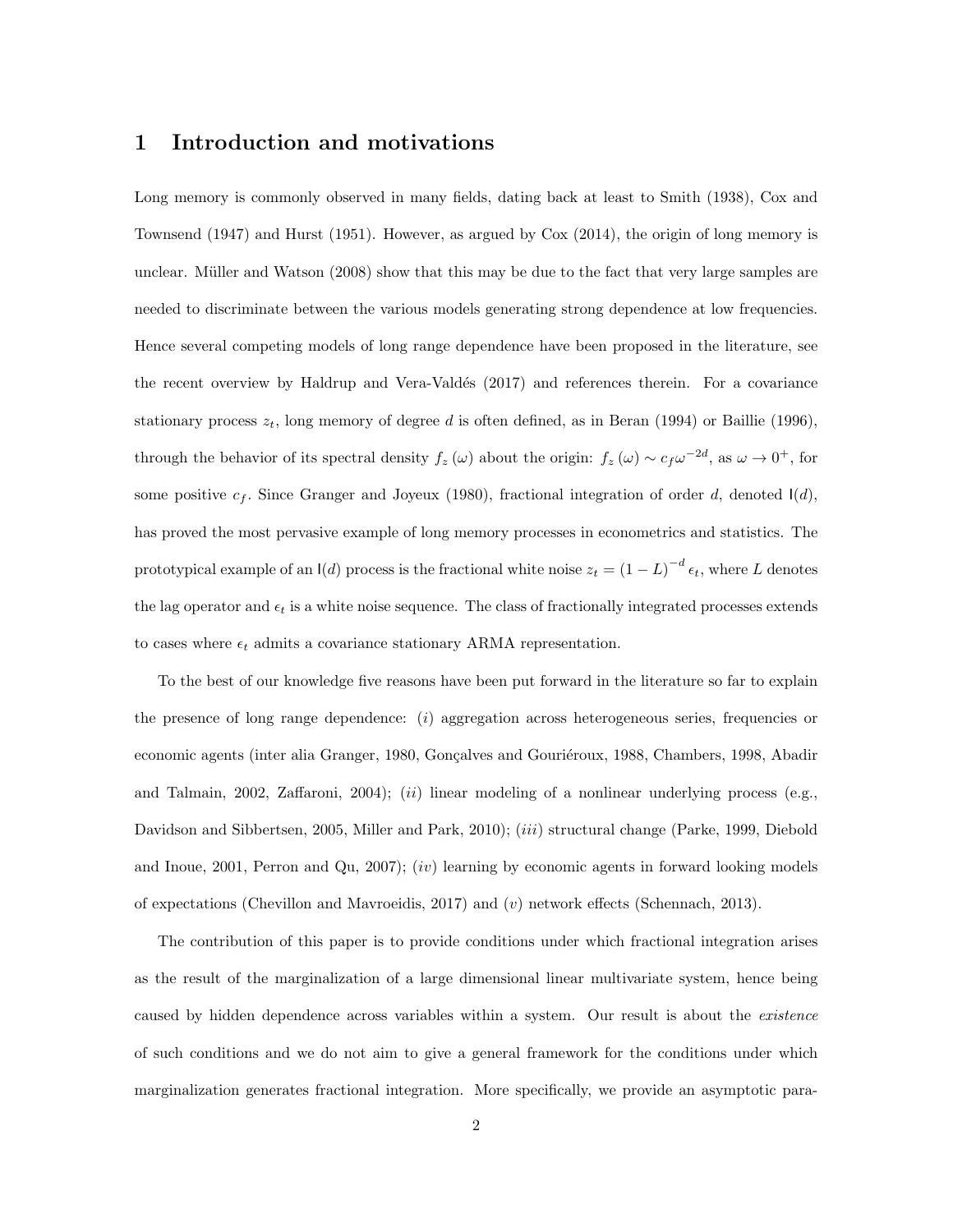# 1 Introduction and motivations

Long memory is commonly observed in many fields, dating back at least to Smith (1938), Cox and Townsend (1947) and Hurst (1951). However, as argued by Cox (2014), the origin of long memory is unclear. Müller and Watson (2008) show that this may be due to the fact that very large samples are needed to discriminate between the various models generating strong dependence at low frequencies. Hence several competing models of long range dependence have been proposed in the literature, see the recent overview by Haldrup and Vera-Valdés (2017) and references therein. For a covariance stationary process $z_t$, long memory of degree $d$ is often defined, as in Beran (1994) or Baillie (1996), through the behavior of its spectral density $f_z(\omega)$ about the origin: $f_z(\omega) \sim c_f \omega^{-2d}$, as $\omega \to 0^+$, for some positive $c_f$. Since Granger and Joyeux (1980), fractional integration of order $d$, denoted $\mathsf{I}(d)$, has proved the most pervasive example of long memory processes in econometrics and statistics. The prototypical example of an $\mathsf{I}(d)$ process is the fractional white noise $z_t = (1-L)^{-d} \epsilon_t$, where $L$ denotes the lag operator and $\epsilon_t$ is a white noise sequence. The class of fractionally integrated processes extends to cases where $\epsilon_t$ admits a covariance stationary ARMA representation.

To the best of our knowledge five reasons have been put forward in the literature so far to explain the presence of long range dependence: ($i$) aggregation across heterogeneous series, frequencies or economic agents (inter alia Granger, 1980, Gonçalves and Gouriéroux, 1988, Chambers, 1998, Abadir and Talmain, 2002, Zaffaroni, 2004); ($ii$) linear modeling of a nonlinear underlying process (e.g., Davidson and Sibbertsen, 2005, Miller and Park, 2010); ($iii$) structural change (Parke, 1999, Diebold and Inoue, 2001, Perron and Qu, 2007); ($iv$) learning by economic agents in forward looking models of expectations (Chevillon and Mavroeidis, 2017) and ($v$) network effects (Schennach, 2013).

The contribution of this paper is to provide conditions under which fractional integration arises as the result of the marginalization of a large dimensional linear multivariate system, hence being caused by hidden dependence across variables within a system. Our result is about the *existence* of such conditions and we do not aim to give a general framework for the conditions under which marginalization generates fractional integration. More specifically, we provide an asymptotic para-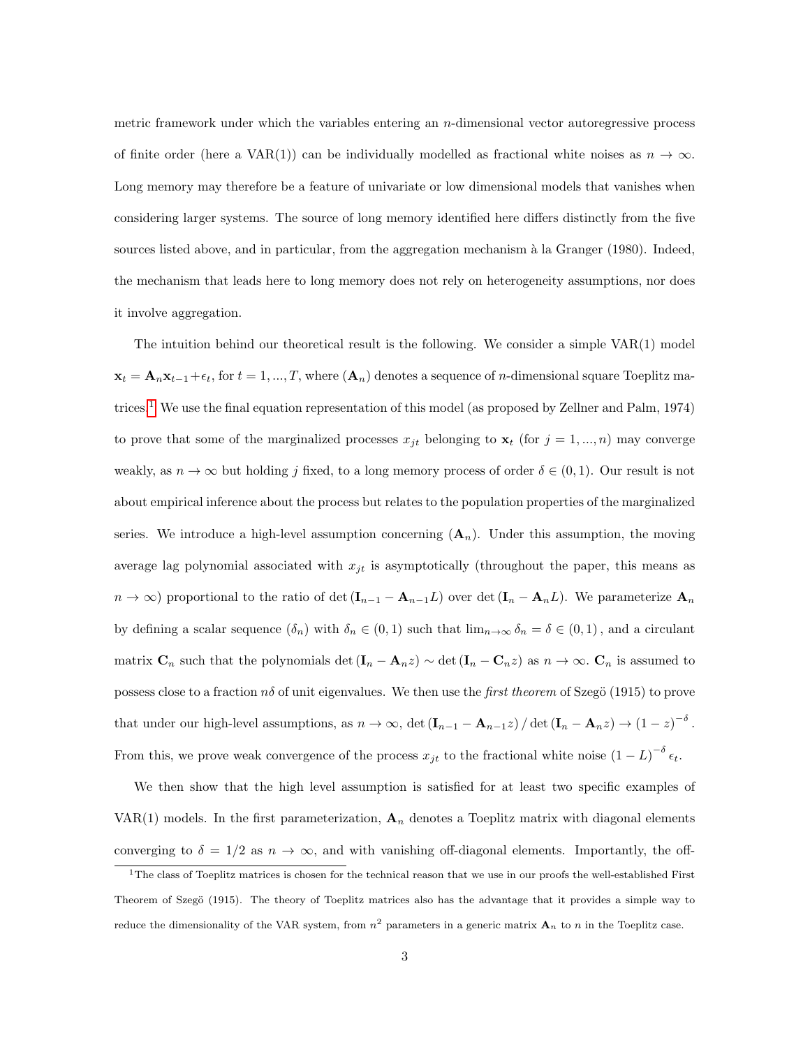metric framework under which the variables entering an $n$-dimensional vector autoregressive process of finite order (here a VAR(1)) can be individually modelled as fractional white noises as $n \to \infty$. Long memory may therefore be a feature of univariate or low dimensional models that vanishes when considering larger systems. The source of long memory identified here differs distinctly from the five sources listed above, and in particular, from the aggregation mechanism à la Granger (1980). Indeed, the mechanism that leads here to long memory does not rely on heterogeneity assumptions, nor does it involve aggregation.

The intuition behind our theoretical result is the following. We consider a simple VAR(1) model $\mathbf{x}_t = \mathbf{A}_n \mathbf{x}_{t-1} + \epsilon_t$, for $t = 1, ..., T$, where $(\mathbf{A}_n)$ denotes a sequence of $n$-dimensional square Toeplitz matrices.[1] We use the final equation representation of this model (as proposed by Zellner and Palm, 1974) to prove that some of the marginalized processes $x_{jt}$ belonging to $\mathbf{x}_t$ (for $j = 1, ..., n$) may converge weakly, as $n \to \infty$ but holding $j$ fixed, to a long memory process of order $\delta \in (0, 1)$. Our result is not about empirical inference about the process but relates to the population properties of the marginalized series. We introduce a high-level assumption concerning $(\mathbf{A}_n)$. Under this assumption, the moving average lag polynomial associated with $x_{jt}$ is asymptotically (throughout the paper, this means as $n \to \infty$) proportional to the ratio of $\det(\mathbf{I}_{n-1} - \mathbf{A}_{n-1} L)$ over $\det(\mathbf{I}_n - \mathbf{A}_n L)$. We parameterize $\mathbf{A}_n$ by defining a scalar sequence $(\delta_n)$ with $\delta_n \in (0, 1)$ such that $\lim_{n \to \infty} \delta_n = \delta \in (0, 1)$, and a circulant matrix $\mathbf{C}_n$ such that the polynomials $\det(\mathbf{I}_n - \mathbf{A}_n z) \sim \det(\mathbf{I}_n - \mathbf{C}_n z)$ as $n \to \infty$. $\mathbf{C}_n$ is assumed to possess close to a fraction $n\delta$ of unit eigenvalues. We then use the *first theorem* of Szegö (1915) to prove that under our high-level assumptions, as $n \to \infty$, $\det(\mathbf{I}_{n-1} - \mathbf{A}_{n-1} z) / \det(\mathbf{I}_n - \mathbf{A}_n z) \to (1 - z)^{-\delta}$. From this, we prove weak convergence of the process $x_{jt}$ to the fractional white noise $(1 - L)^{-\delta} \epsilon_t$.

We then show that the high level assumption is satisfied for at least two specific examples of VAR(1) models. In the first parameterization, $\mathbf{A}_n$ denotes a Toeplitz matrix with diagonal elements converging to $\delta = 1/2$ as $n \to \infty$, and with vanishing off-diagonal elements. Importantly, the off-

[1] The class of Toeplitz matrices is chosen for the technical reason that we use in our proofs the well-established First Theorem of Szegö (1915). The theory of Toeplitz matrices also has the advantage that it provides a simple way to reduce the dimensionality of the VAR system, from $n^2$ parameters in a generic matrix $\mathbf{A}_n$ to $n$ in the Toeplitz case.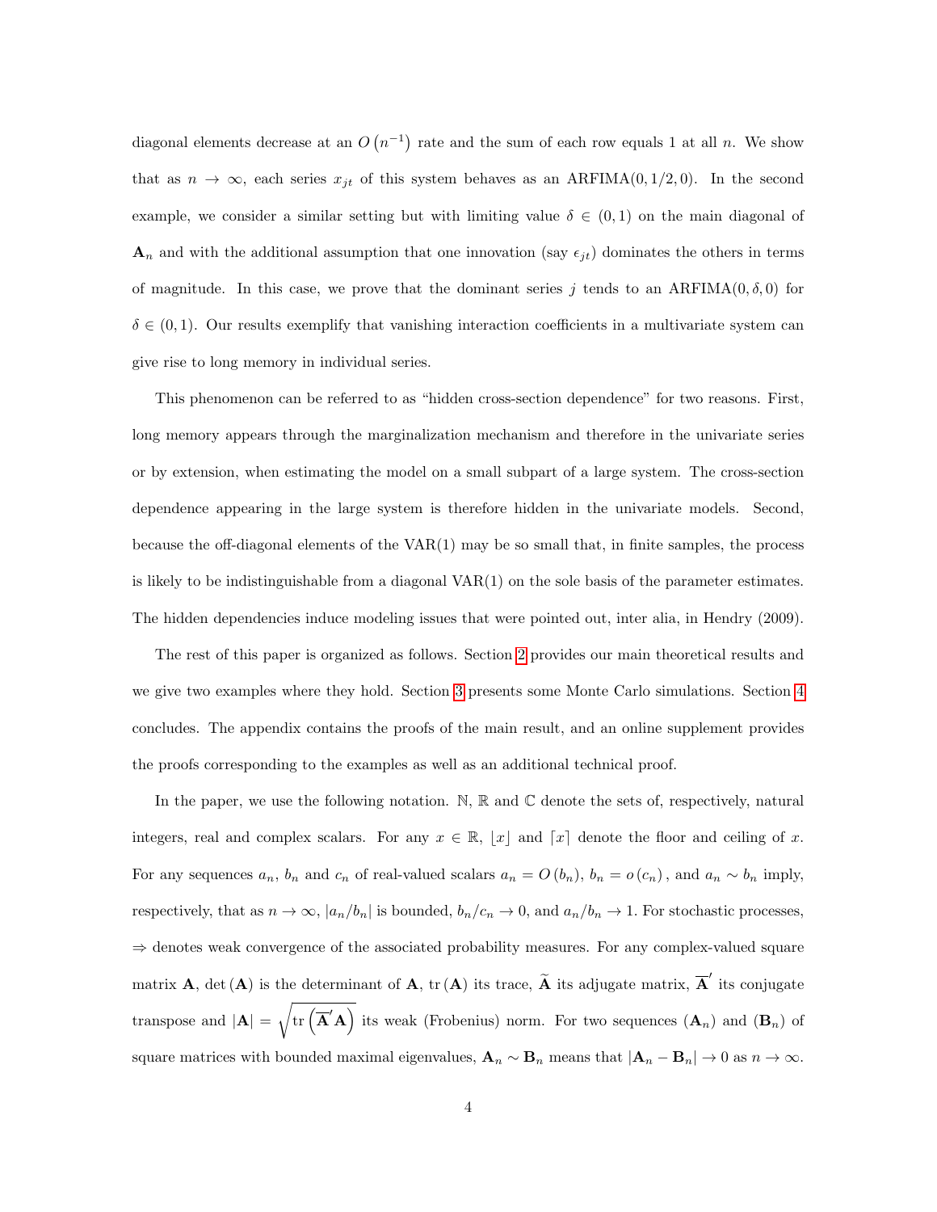diagonal elements decrease at an $O\left(n^{-1}\right)$ rate and the sum of each row equals 1 at all $n$. We show that as $n \to \infty$, each series $x_{jt}$ of this system behaves as an ARFIMA$(0, 1/2, 0)$. In the second example, we consider a similar setting but with limiting value $\delta \in (0,1)$ on the main diagonal of $\mathbf{A}_n$ and with the additional assumption that one innovation (say $\epsilon_{jt}$) dominates the others in terms of magnitude. In this case, we prove that the dominant series $j$ tends to an ARFIMA$(0, \delta, 0)$ for $\delta \in (0,1)$. Our results exemplify that vanishing interaction coefficients in a multivariate system can give rise to long memory in individual series.

This phenomenon can be referred to as "hidden cross-section dependence" for two reasons. First, long memory appears through the marginalization mechanism and therefore in the univariate series or by extension, when estimating the model on a small subpart of a large system. The cross-section dependence appearing in the large system is therefore hidden in the univariate models. Second, because the off-diagonal elements of the VAR(1) may be so small that, in finite samples, the process is likely to be indistinguishable from a diagonal VAR(1) on the sole basis of the parameter estimates. The hidden dependencies induce modeling issues that were pointed out, inter alia, in Hendry (2009).

The rest of this paper is organized as follows. Section 2 provides our main theoretical results and we give two examples where they hold. Section 3 presents some Monte Carlo simulations. Section 4 concludes. The appendix contains the proofs of the main result, and an online supplement provides the proofs corresponding to the examples as well as an additional technical proof.

In the paper, we use the following notation. $\mathbb{N}$, $\mathbb{R}$ and $\mathbb{C}$ denote the sets of, respectively, natural integers, real and complex scalars. For any $x \in \mathbb{R}$, $\lfloor x \rfloor$ and $\lceil x \rceil$ denote the floor and ceiling of $x$. For any sequences $a_n$, $b_n$ and $c_n$ of real-valued scalars $a_n = O\left(b_n\right)$, $b_n = o\left(c_n\right)$, and $a_n \sim b_n$ imply, respectively, that as $n \to \infty$, $|a_n/b_n|$ is bounded, $b_n/c_n \to 0$, and $a_n/b_n \to 1$. For stochastic processes, $\Rightarrow$ denotes weak convergence of the associated probability measures. For any complex-valued square matrix $\mathbf{A}$, $\det\left(\mathbf{A}\right)$ is the determinant of $\mathbf{A}$, $\mathrm{tr}\left(\mathbf{A}\right)$ its trace, $\widetilde{\mathbf{A}}$ its adjugate matrix, $\overline{\mathbf{A}}'$ its conjugate transpose and $|\mathbf{A}| = \sqrt{\mathrm{tr}\left(\overline{\mathbf{A}}'\mathbf{A}\right)}$ its weak (Frobenius) norm. For two sequences $(\mathbf{A}_n)$ and $(\mathbf{B}_n)$ of square matrices with bounded maximal eigenvalues, $\mathbf{A}_n \sim \mathbf{B}_n$ means that $|\mathbf{A}_n - \mathbf{B}_n| \to 0$ as $n \to \infty$.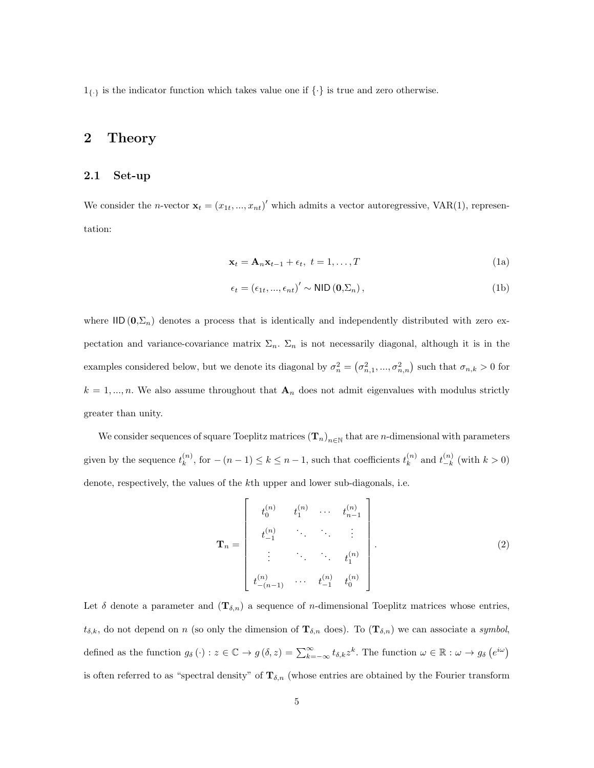$1_{\{\cdot\}}$ is the indicator function which takes value one if $\{\cdot\}$ is true and zero otherwise.

## 2 Theory

### 2.1 Set-up

We consider the $n$-vector $\mathbf{x}_t = (x_{1t}, ..., x_{nt})'$ which admits a vector autoregressive, VAR(1), representation:

$$\mathbf{x}_t = \mathbf{A}_n \mathbf{x}_{t-1} + \epsilon_t, \; t = 1, \ldots, T \tag{1a}$$

$$\epsilon_t = (\epsilon_{1t}, ..., \epsilon_{nt})' \sim \mathsf{NID}(\mathbf{0}, \Sigma_n), \tag{1b}$$

where $\mathsf{IID}(\mathbf{0}, \Sigma_n)$ denotes a process that is identically and independently distributed with zero expectation and variance-covariance matrix $\Sigma_n$. $\Sigma_n$ is not necessarily diagonal, although it is in the examples considered below, but we denote its diagonal by $\sigma_n^2 = (\sigma_{n,1}^2, ..., \sigma_{n,n}^2)$ such that $\sigma_{n,k} > 0$ for $k = 1, ..., n$. We also assume throughout that $\mathbf{A}_n$ does not admit eigenvalues with modulus strictly greater than unity.

We consider sequences of square Toeplitz matrices $(\mathbf{T}_n)_{n \in \mathbb{N}}$ that are $n$-dimensional with parameters given by the sequence $t_k^{(n)}$, for $-(n-1) \leq k \leq n-1$, such that coefficients $t_k^{(n)}$ and $t_{-k}^{(n)}$ (with $k > 0$) denote, respectively, the values of the $k$th upper and lower sub-diagonals, i.e.

$$\mathbf{T}_n = \begin{bmatrix} t_0^{(n)} & t_1^{(n)} & \cdots & t_{n-1}^{(n)} \\ t_{-1}^{(n)} & \ddots & \ddots & \vdots \\ \vdots & \ddots & \ddots & t_1^{(n)} \\ t_{-(n-1)}^{(n)} & \cdots & t_{-1}^{(n)} & t_0^{(n)} \end{bmatrix}. \tag{2}$$

Let $\delta$ denote a parameter and $(\mathbf{T}_{\delta,n})$ a sequence of $n$-dimensional Toeplitz matrices whose entries, $t_{\delta,k}$, do not depend on $n$ (so only the dimension of $\mathbf{T}_{\delta,n}$ does). To $(\mathbf{T}_{\delta,n})$ we can associate a *symbol*, defined as the function $g_\delta(\cdot) : z \in \mathbb{C} \to g(\delta, z) = \sum_{k=-\infty}^{\infty} t_{\delta,k} z^k$. The function $\omega \in \mathbb{R} : \omega \to g_\delta(e^{i\omega})$ is often referred to as "spectral density" of $\mathbf{T}_{\delta,n}$ (whose entries are obtained by the Fourier transform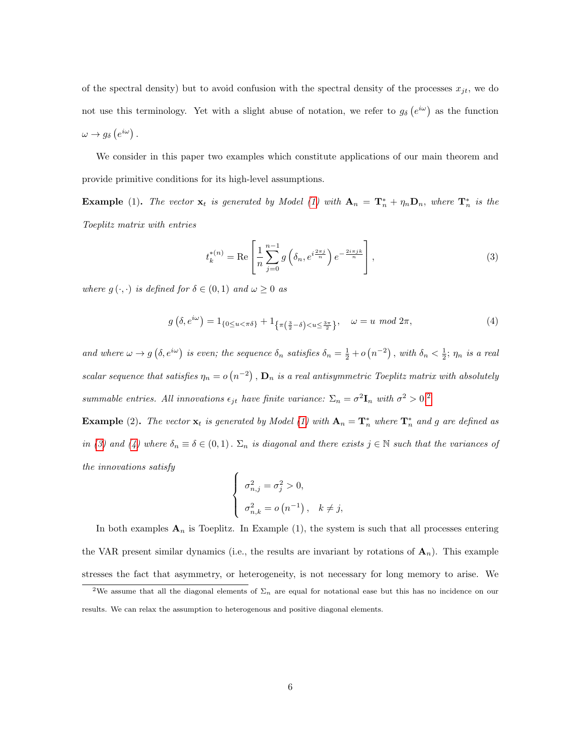of the spectral density) but to avoid confusion with the spectral density of the processes $x_{jt}$, we do not use this terminology. Yet with a slight abuse of notation, we refer to $g_\delta\left(e^{i\omega}\right)$ as the function $\omega \to g_\delta\left(e^{i\omega}\right)$.

We consider in this paper two examples which constitute applications of our main theorem and provide primitive conditions for its high-level assumptions.

**Example** (1). *The vector $\mathbf{x}_t$ is generated by Model (1) with $\mathbf{A}_n = \mathbf{T}_n^* + \eta_n \mathbf{D}_n$, where $\mathbf{T}_n^*$ is the Toeplitz matrix with entries*

$$t_k^{*(n)} = \mathrm{Re}\left[\frac{1}{n}\sum_{j=0}^{n-1} g\left(\delta_n, e^{i\frac{2\pi j}{n}}\right) e^{-\frac{2i\pi jk}{n}}\right], \tag{3}$$

*where $g(\cdot,\cdot)$ is defined for $\delta \in (0,1)$ and $\omega \geq 0$ as*

$$g\left(\delta, e^{i\omega}\right) = 1_{\{0 \leq u < \pi\delta\}} + 1_{\left\{\pi\left(\frac{3}{2}-\delta\right) < u \leq \frac{3\pi}{2}\right\}}, \quad \omega = u \text{ mod } 2\pi, \tag{4}$$

*and where $\omega \to g\left(\delta, e^{i\omega}\right)$ is even; the sequence $\delta_n$ satisfies $\delta_n = \frac{1}{2} + o\left(n^{-2}\right)$, with $\delta_n < \frac{1}{2}$; $\eta_n$ is a real scalar sequence that satisfies $\eta_n = o\left(n^{-2}\right)$, $\mathbf{D}_n$ is a real antisymmetric Toeplitz matrix with absolutely summable entries. All innovations $\epsilon_{jt}$ have finite variance: $\Sigma_n = \sigma^2 \mathbf{I}_n$ with $\sigma^2 > 0$.*[2]

**Example** (2). *The vector $\mathbf{x}_t$ is generated by Model (1) with $\mathbf{A}_n = \mathbf{T}_n^*$ where $\mathbf{T}_n^*$ and $g$ are defined as in (3) and (4) where $\delta_n \equiv \delta \in (0,1)$. $\Sigma_n$ is diagonal and there exists $j \in \mathbb{N}$ such that the variances of the innovations satisfy*

$$\begin{cases} \sigma_{n,j}^2 = \sigma_j^2 > 0, \\ \sigma_{n,k}^2 = o\left(n^{-1}\right), \quad k \neq j, \end{cases}$$

In both examples $\mathbf{A}_n$ is Toeplitz. In Example (1), the system is such that all processes entering the VAR present similar dynamics (i.e., the results are invariant by rotations of $\mathbf{A}_n$). This example stresses the fact that asymmetry, or heterogeneity, is not necessary for long memory to arise. We

---

[2] We assume that all the diagonal elements of $\Sigma_n$ are equal for notational ease but this has no incidence on our results. We can relax the assumption to heterogenous and positive diagonal elements.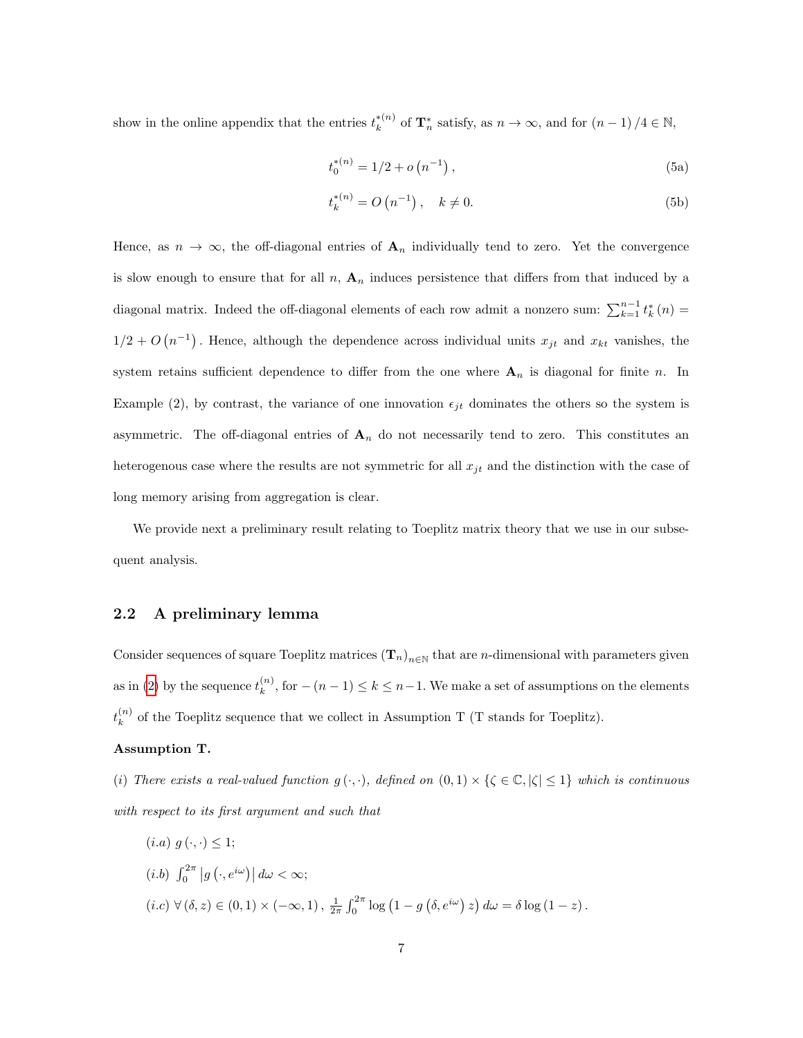show in the online appendix that the entries $t_k^{*(n)}$ of $\mathbf{T}_n^*$ satisfy, as $n \to \infty$, and for $(n-1)/4 \in \mathbb{N}$,

$$t_0^{*(n)} = 1/2 + o\left(n^{-1}\right), \tag{5a}$$

$$t_k^{*(n)} = O\left(n^{-1}\right), \quad k \neq 0. \tag{5b}$$

Hence, as $n \to \infty$, the off-diagonal entries of $\mathbf{A}_n$ individually tend to zero. Yet the convergence is slow enough to ensure that for all $n$, $\mathbf{A}_n$ induces persistence that differs from that induced by a diagonal matrix. Indeed the off-diagonal elements of each row admit a nonzero sum: $\sum_{k=1}^{n-1} t_k^*(n) = 1/2 + O\left(n^{-1}\right)$. Hence, although the dependence across individual units $x_{jt}$ and $x_{kt}$ vanishes, the system retains sufficient dependence to differ from the one where $\mathbf{A}_n$ is diagonal for finite $n$. In Example (2), by contrast, the variance of one innovation $\epsilon_{jt}$ dominates the others so the system is asymmetric. The off-diagonal entries of $\mathbf{A}_n$ do not necessarily tend to zero. This constitutes an heterogenous case where the results are not symmetric for all $x_{jt}$ and the distinction with the case of long memory arising from aggregation is clear.

We provide next a preliminary result relating to Toeplitz matrix theory that we use in our subsequent analysis.

## 2.2 A preliminary lemma

Consider sequences of square Toeplitz matrices $(\mathbf{T}_n)_{n\in\mathbb{N}}$ that are $n$-dimensional with parameters given as in (2) by the sequence $t_k^{(n)}$, for $-(n-1) \leq k \leq n-1$. We make a set of assumptions on the elements $t_k^{(n)}$ of the Toeplitz sequence that we collect in Assumption T (T stands for Toeplitz).

**Assumption T.**

*(i) There exists a real-valued function $g(\cdot,\cdot)$, defined on $(0,1) \times \{\zeta \in \mathbb{C}, |\zeta| \leq 1\}$ which is continuous with respect to its first argument and such that*

*(i.a)* $g(\cdot,\cdot) \leq 1$;

*(i.b)* $\int_0^{2\pi} \left|g\left(\cdot, e^{i\omega}\right)\right| d\omega < \infty$;

*(i.c)* $\forall (\delta, z) \in (0,1) \times (-\infty, 1)$, $\frac{1}{2\pi}\int_0^{2\pi} \log\left(1 - g\left(\delta, e^{i\omega}\right) z\right) d\omega = \delta \log(1-z)$.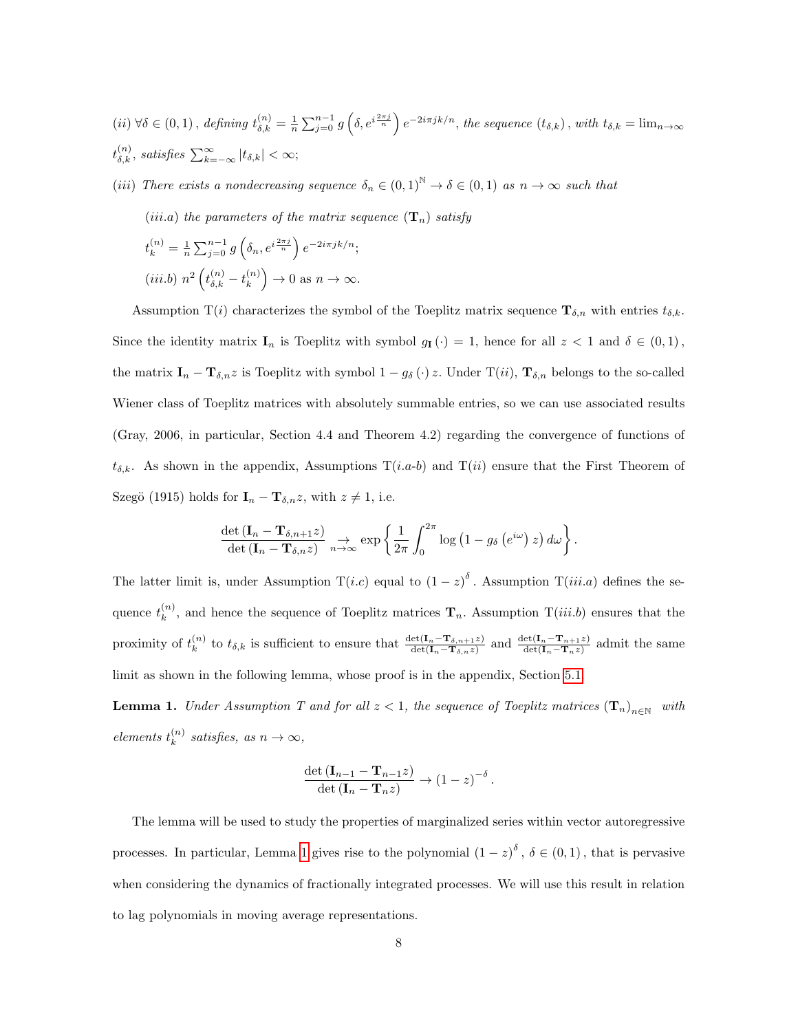*(ii)* $\forall \delta \in (0,1)$, *defining* $t_{\delta,k}^{(n)} = \frac{1}{n}\sum_{j=0}^{n-1} g\left(\delta, e^{i\frac{2\pi j}{n}}\right) e^{-2i\pi jk/n}$, *the sequence* $(t_{\delta,k})$, *with* $t_{\delta,k} = \lim_{n\to\infty} t_{\delta,k}^{(n)}$, *satisfies* $\sum_{k=-\infty}^{\infty} |t_{\delta,k}| < \infty$;

*(iii) There exists a nondecreasing sequence* $\delta_n \in (0,1)^{\mathbb{N}} \to \delta \in (0,1)$ *as* $n \to \infty$ *such that*

*(iii.a) the parameters of the matrix sequence* $(\mathbf{T}_n)$ *satisfy*

$t_k^{(n)} = \frac{1}{n}\sum_{j=0}^{n-1} g\left(\delta_n, e^{i\frac{2\pi j}{n}}\right) e^{-2i\pi jk/n}$;

*(iii.b)* $n^2\left(t_{\delta,k}^{(n)} - t_k^{(n)}\right) \to 0$ as $n \to \infty$.

Assumption T$(i)$ characterizes the symbol of the Toeplitz matrix sequence $\mathbf{T}_{\delta,n}$ with entries $t_{\delta,k}$. Since the identity matrix $\mathbf{I}_n$ is Toeplitz with symbol $g_{\mathbf{I}}(\cdot) = 1$, hence for all $z < 1$ and $\delta \in (0,1)$, the matrix $\mathbf{I}_n - \mathbf{T}_{\delta,n}z$ is Toeplitz with symbol $1 - g_\delta(\cdot)z$. Under T$(ii)$, $\mathbf{T}_{\delta,n}$ belongs to the so-called Wiener class of Toeplitz matrices with absolutely summable entries, so we can use associated results (Gray, 2006, in particular, Section 4.4 and Theorem 4.2) regarding the convergence of functions of $t_{\delta,k}$. As shown in the appendix, Assumptions T$(i.a$-$b)$ and T$(ii)$ ensure that the First Theorem of Szegö (1915) holds for $\mathbf{I}_n - \mathbf{T}_{\delta,n}z$, with $z \neq 1$, i.e.

$$\frac{\det\left(\mathbf{I}_n - \mathbf{T}_{\delta,n+1}z\right)}{\det\left(\mathbf{I}_n - \mathbf{T}_{\delta,n}z\right)} \underset{n\to\infty}{\to} \exp\left\{\frac{1}{2\pi}\int_0^{2\pi} \log\left(1 - g_\delta\left(e^{i\omega}\right)z\right) d\omega\right\}.$$

The latter limit is, under Assumption T$(i.c)$ equal to $(1-z)^{\delta}$. Assumption T$(iii.a)$ defines the sequence $t_k^{(n)}$, and hence the sequence of Toeplitz matrices $\mathbf{T}_n$. Assumption T$(iii.b)$ ensures that the proximity of $t_k^{(n)}$ to $t_{\delta,k}$ is sufficient to ensure that $\frac{\det(\mathbf{I}_n - \mathbf{T}_{\delta,n+1}z)}{\det(\mathbf{I}_n - \mathbf{T}_{\delta,n}z)}$ and $\frac{\det(\mathbf{I}_n - \mathbf{T}_{n+1}z)}{\det(\mathbf{I}_n - \mathbf{T}_{n}z)}$ admit the same limit as shown in the following lemma, whose proof is in the appendix, Section 5.1.

**Lemma 1.** *Under Assumption T and for all* $z < 1$, *the sequence of Toeplitz matrices* $(\mathbf{T}_n)_{n\in\mathbb{N}}$ *with elements* $t_k^{(n)}$ *satisfies, as* $n \to \infty$,

$$\frac{\det\left(\mathbf{I}_{n-1} - \mathbf{T}_{n-1}z\right)}{\det\left(\mathbf{I}_n - \mathbf{T}_n z\right)} \to (1-z)^{-\delta}.$$

The lemma will be used to study the properties of marginalized series within vector autoregressive processes. In particular, Lemma 1 gives rise to the polynomial $(1-z)^{\delta}$, $\delta \in (0,1)$, that is pervasive when considering the dynamics of fractionally integrated processes. We will use this result in relation to lag polynomials in moving average representations.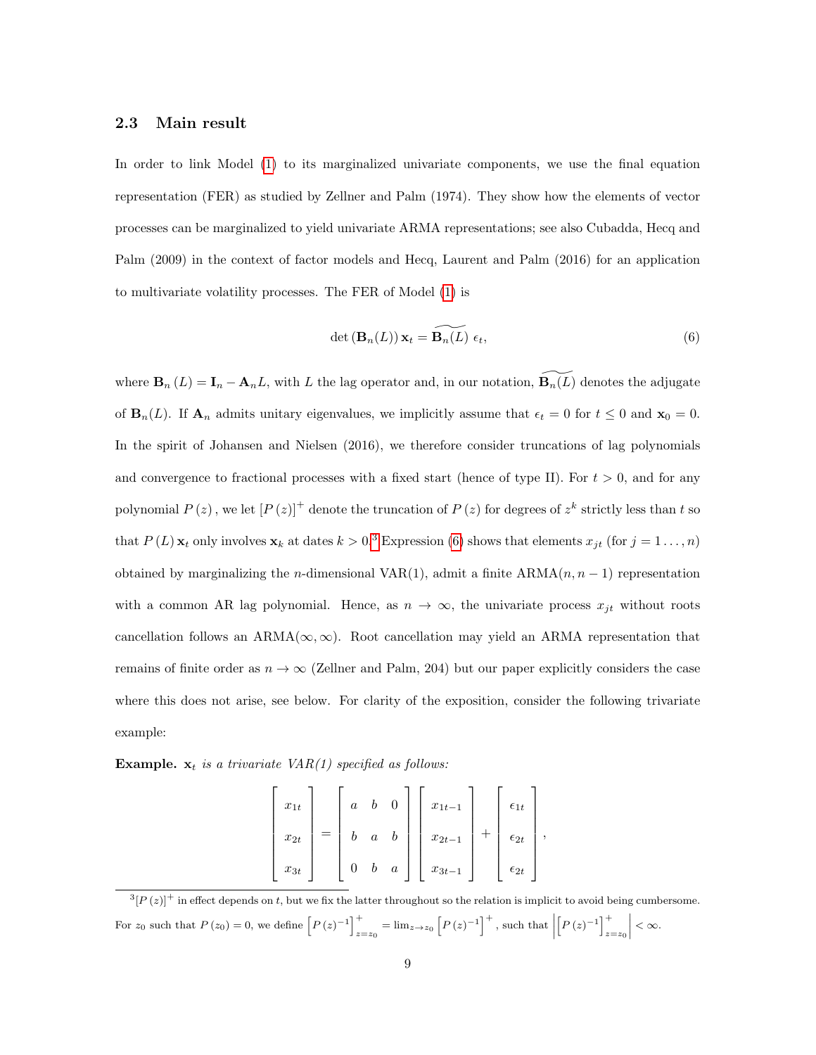## 2.3 Main result

In order to link Model (1) to its marginalized univariate components, we use the final equation representation (FER) as studied by Zellner and Palm (1974). They show how the elements of vector processes can be marginalized to yield univariate ARMA representations; see also Cubadda, Hecq and Palm (2009) in the context of factor models and Hecq, Laurent and Palm (2016) for an application to multivariate volatility processes. The FER of Model (1) is

$$\det\left(\mathbf{B}_n(L)\right)\mathbf{x}_t = \widetilde{\mathbf{B}_n(L)}\ \epsilon_t, \tag{6}$$

where $\mathbf{B}_n(L) = \mathbf{I}_n - \mathbf{A}_n L$, with $L$ the lag operator and, in our notation, $\widetilde{\mathbf{B}_n(L)}$ denotes the adjugate of $\mathbf{B}_n(L)$. If $\mathbf{A}_n$ admits unitary eigenvalues, we implicitly assume that $\epsilon_t = 0$ for $t \leq 0$ and $\mathbf{x}_0 = 0$. In the spirit of Johansen and Nielsen (2016), we therefore consider truncations of lag polynomials and convergence to fractional processes with a fixed start (hence of type II). For $t > 0$, and for any polynomial $P(z)$, we let $[P(z)]^+$ denote the truncation of $P(z)$ for degrees of $z^k$ strictly less than $t$ so that $P(L)\mathbf{x}_t$ only involves $\mathbf{x}_k$ at dates $k > 0$.[3] Expression (6) shows that elements $x_{jt}$ (for $j = 1\dots,n$) obtained by marginalizing the $n$-dimensional VAR(1), admit a finite ARMA$(n, n-1)$ representation with a common AR lag polynomial. Hence, as $n \to \infty$, the univariate process $x_{jt}$ without roots cancellation follows an ARMA$(\infty,\infty)$. Root cancellation may yield an ARMA representation that remains of finite order as $n \to \infty$ (Zellner and Palm, 204) but our paper explicitly considers the case where this does not arise, see below. For clarity of the exposition, consider the following trivariate example:

**Example.** *$\mathbf{x}_t$ is a trivariate VAR(1) specified as follows:*

$$\begin{bmatrix} x_{1t} \\ x_{2t} \\ x_{3t} \end{bmatrix} = \begin{bmatrix} a & b & 0 \\ b & a & b \\ 0 & b & a \end{bmatrix} \begin{bmatrix} x_{1t-1} \\ x_{2t-1} \\ x_{3t-1} \end{bmatrix} + \begin{bmatrix} \epsilon_{1t} \\ \epsilon_{2t} \\ \epsilon_{2t} \end{bmatrix},$$

[3] $[P(z)]^+$ in effect depends on $t$, but we fix the latter throughout so the relation is implicit to avoid being cumbersome. For $z_0$ such that $P(z_0) = 0$, we define $\left[P(z)^{-1}\right]^+_{z=z_0} = \lim_{z\to z_0}\left[P(z)^{-1}\right]^+$, such that $\left|\left[P(z)^{-1}\right]^+_{z=z_0}\right| < \infty$.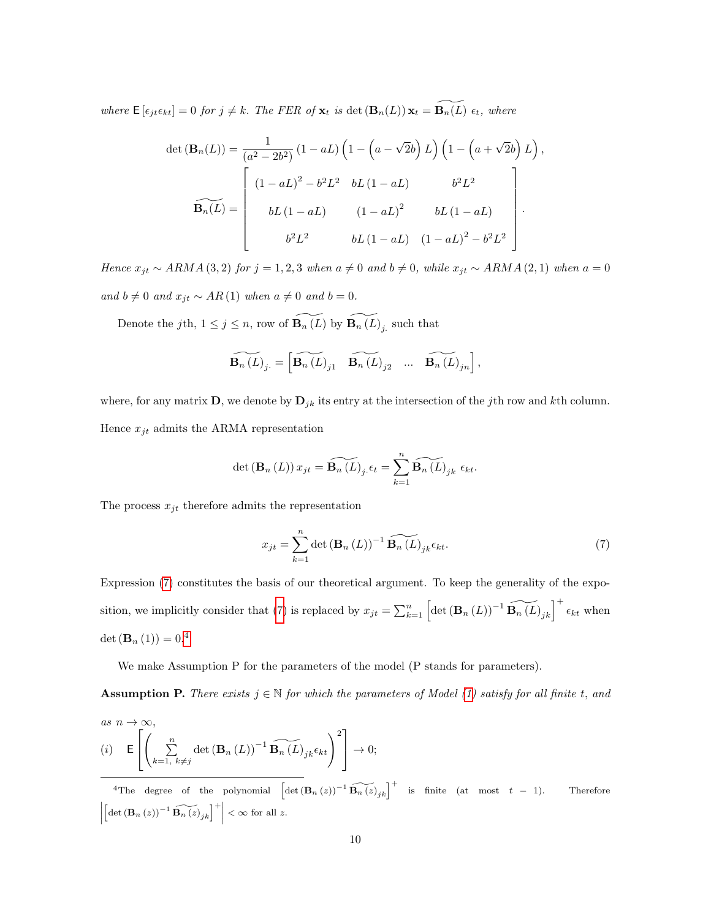*where* $\mathsf{E}\left[\epsilon_{jt}\epsilon_{kt}\right] = 0$ *for* $j \neq k$*. The FER of* $\mathbf{x}_t$ *is* $\det\left(\mathbf{B}_n(L)\right)\mathbf{x}_t = \widetilde{\mathbf{B}_n(L)}\ \epsilon_t$*, where*

$$\det\left(\mathbf{B}_n(L)\right) = \frac{1}{\left(a^2 - 2b^2\right)}\left(1 - aL\right)\left(1 - \left(a - \sqrt{2}b\right)L\right)\left(1 - \left(a + \sqrt{2}b\right)L\right),$$

$$\widetilde{\mathbf{B}_n(L)} = \left[\begin{array}{ccc} \left(1 - aL\right)^2 - b^2L^2 & bL\left(1 - aL\right) & b^2L^2 \\ bL\left(1 - aL\right) & \left(1 - aL\right)^2 & bL\left(1 - aL\right) \\ b^2L^2 & bL\left(1 - aL\right) & \left(1 - aL\right)^2 - b^2L^2 \end{array}\right].$$

*Hence* $x_{jt} \sim ARMA\left(3, 2\right)$ *for* $j = 1, 2, 3$ *when* $a \neq 0$ *and* $b \neq 0$*, while* $x_{jt} \sim ARMA\left(2, 1\right)$ *when* $a = 0$ *and* $b \neq 0$ *and* $x_{jt} \sim AR\left(1\right)$ *when* $a \neq 0$ *and* $b = 0$*.*

Denote the $j$th, $1 \leq j \leq n$, row of $\widetilde{\mathbf{B}_n\left(L\right)}$ by $\widetilde{\mathbf{B}_n\left(L\right)}_{j\cdot}$ such that

$$\widetilde{\mathbf{B}_n\left(L\right)}_{j\cdot} = \left[\widetilde{\mathbf{B}_n\left(L\right)}_{j1} \quad \widetilde{\mathbf{B}_n\left(L\right)}_{j2} \quad \ldots \quad \widetilde{\mathbf{B}_n\left(L\right)}_{jn}\right],$$

where, for any matrix $\mathbf{D}$, we denote by $\mathbf{D}_{jk}$ its entry at the intersection of the $j$th row and $k$th column. Hence $x_{jt}$ admits the ARMA representation

$$\det\left(\mathbf{B}_n\left(L\right)\right)x_{jt} = \widetilde{\mathbf{B}_n\left(L\right)}_{j\cdot}\epsilon_t = \sum_{k=1}^{n}\widetilde{\mathbf{B}_n\left(L\right)}_{jk}\ \epsilon_{kt}.$$

The process $x_{jt}$ therefore admits the representation

$$x_{jt} = \sum_{k=1}^{n}\det\left(\mathbf{B}_n\left(L\right)\right)^{-1}\widetilde{\mathbf{B}_n\left(L\right)}_{jk}\epsilon_{kt}. \tag{7}$$

Expression (7) constitutes the basis of our theoretical argument. To keep the generality of the exposition, we implicitly consider that (7) is replaced by $x_{jt} = \sum_{k=1}^{n}\left[\det\left(\mathbf{B}_n\left(L\right)\right)^{-1}\widetilde{\mathbf{B}_n\left(L\right)}_{jk}\right]^{+}\epsilon_{kt}$ when $\det\left(\mathbf{B}_n\left(1\right)\right) = 0$.[4]

We make Assumption P for the parameters of the model (P stands for parameters).

**Assumption P.** *There exists* $j \in \mathbb{N}$ *for which the parameters of Model (1) satisfy for all finite* $t$*, and as* $n \to \infty$*,*

$$(i) \quad \mathsf{E}\left[\left(\sum_{k=1,\ k\neq j}^{n}\det\left(\mathbf{B}_n\left(L\right)\right)^{-1}\widetilde{\mathbf{B}_n\left(L\right)}_{jk}\epsilon_{kt}\right)^2\right] \to 0;$$

[4] The degree of the polynomial $\left[\det\left(\mathbf{B}_n\left(z\right)\right)^{-1}\widetilde{\mathbf{B}_n\left(z\right)}_{jk}\right]^{+}$ is finite (at most $t - 1$). Therefore $\left|\left[\det\left(\mathbf{B}_n\left(z\right)\right)^{-1}\widetilde{\mathbf{B}_n\left(z\right)}_{jk}\right]^{+}\right| < \infty$ for all $z$.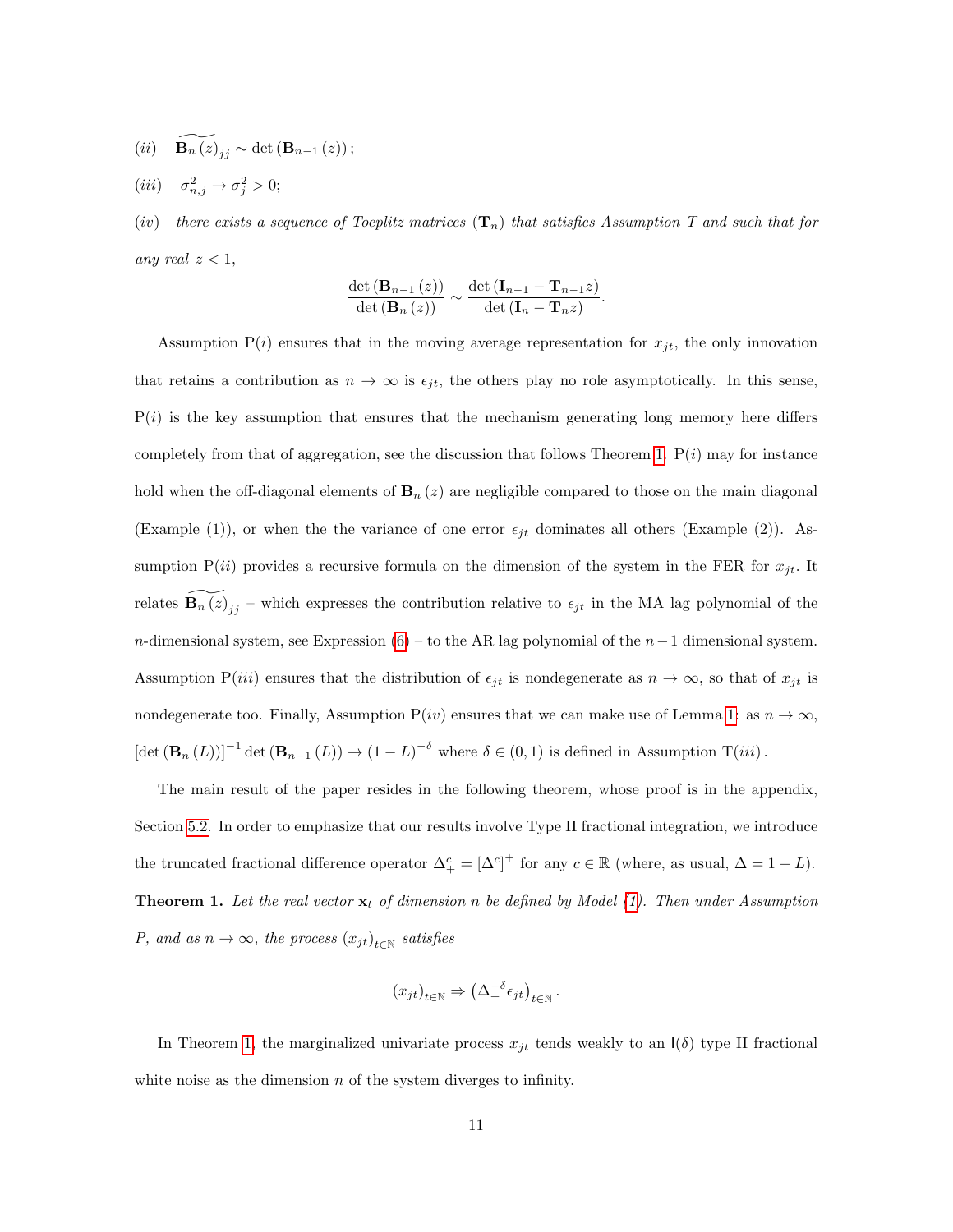(*ii*) $\quad \widetilde{\mathbf{B}_n(z)}_{jj} \sim \det(\mathbf{B}_{n-1}(z))$;

(*iii*) $\quad \sigma_{n,j}^2 \to \sigma_j^2 > 0$;

(*iv*) *there exists a sequence of Toeplitz matrices* $(\mathbf{T}_n)$ *that satisfies Assumption T and such that for any real* $z < 1$,

$$\frac{\det(\mathbf{B}_{n-1}(z))}{\det(\mathbf{B}_n(z))} \sim \frac{\det(\mathbf{I}_{n-1} - \mathbf{T}_{n-1}z)}{\det(\mathbf{I}_n - \mathbf{T}_n z)}.$$

Assumption P($i$) ensures that in the moving average representation for $x_{jt}$, the only innovation that retains a contribution as $n \to \infty$ is $\epsilon_{jt}$, the others play no role asymptotically. In this sense, P($i$) is the key assumption that ensures that the mechanism generating long memory here differs completely from that of aggregation, see the discussion that follows Theorem 1. P($i$) may for instance hold when the off-diagonal elements of $\mathbf{B}_n(z)$ are negligible compared to those on the main diagonal (Example (1)), or when the the variance of one error $\epsilon_{jt}$ dominates all others (Example (2)). Assumption P($ii$) provides a recursive formula on the dimension of the system in the FER for $x_{jt}$. It relates $\widetilde{\mathbf{B}_n(z)}_{jj}$ – which expresses the contribution relative to $\epsilon_{jt}$ in the MA lag polynomial of the $n$-dimensional system, see Expression (6) – to the AR lag polynomial of the $n-1$ dimensional system. Assumption P($iii$) ensures that the distribution of $\epsilon_{jt}$ is nondegenerate as $n \to \infty$, so that of $x_{jt}$ is nondegenerate too. Finally, Assumption P($iv$) ensures that we can make use of Lemma 1: as $n \to \infty$, $[\det(\mathbf{B}_n(L))]^{-1} \det(\mathbf{B}_{n-1}(L)) \to (1-L)^{-\delta}$ where $\delta \in (0,1)$ is defined in Assumption T($iii$).

The main result of the paper resides in the following theorem, whose proof is in the appendix, Section 5.2. In order to emphasize that our results involve Type II fractional integration, we introduce the truncated fractional difference operator $\Delta_+^c = [\Delta^c]^+$ for any $c \in \mathbb{R}$ (where, as usual, $\Delta = 1 - L$).

**Theorem 1.** *Let the real vector* $\mathbf{x}_t$ *of dimension* $n$ *be defined by Model (1). Then under Assumption P, and as* $n \to \infty$, *the process* $(x_{jt})_{t \in \mathbb{N}}$ *satisfies*

$$(x_{jt})_{t \in \mathbb{N}} \Rightarrow \left(\Delta_+^{-\delta} \epsilon_{jt}\right)_{t \in \mathbb{N}}.$$

In Theorem 1, the marginalized univariate process $x_{jt}$ tends weakly to an $\mathsf{I}(\delta)$ type II fractional white noise as the dimension $n$ of the system diverges to infinity.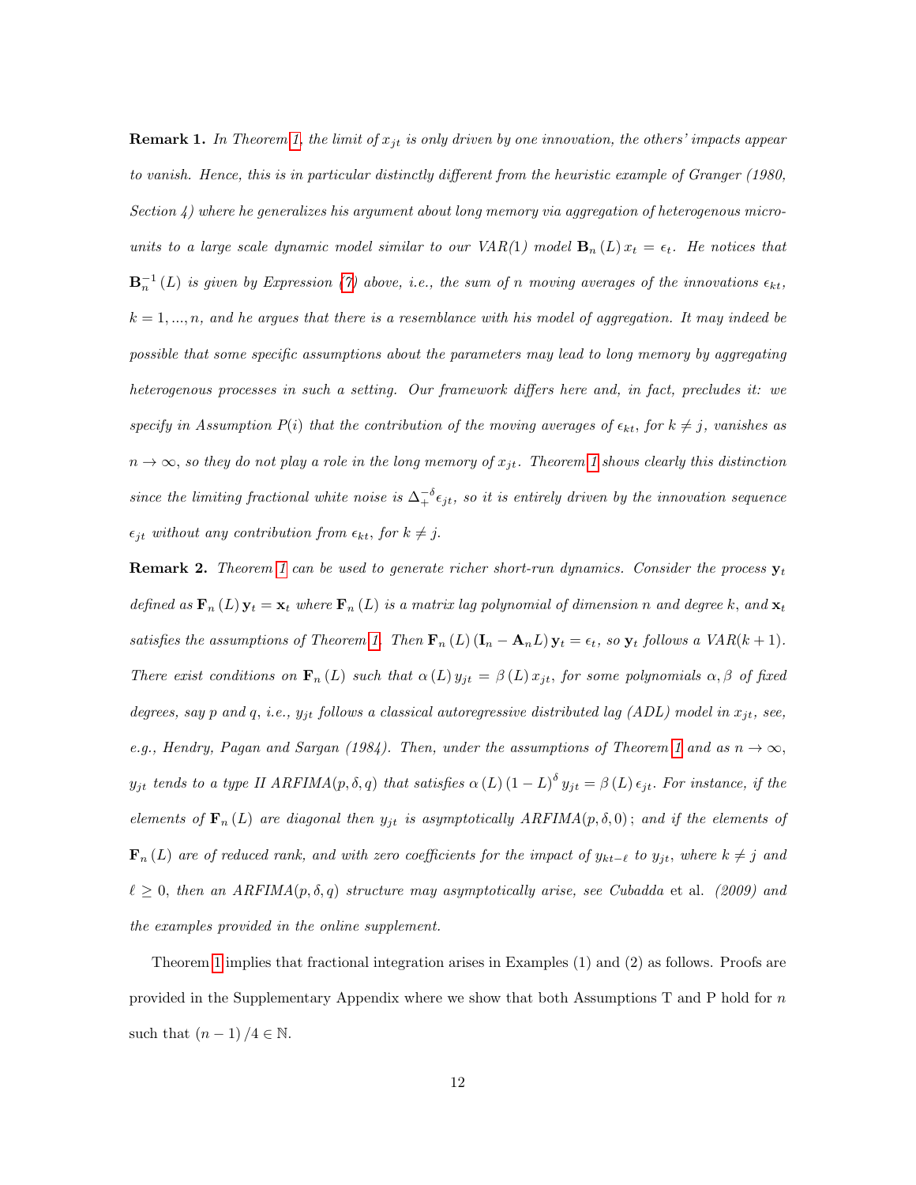**Remark 1.** *In Theorem 1, the limit of $x_{jt}$ is only driven by one innovation, the others' impacts appear to vanish. Hence, this is in particular distinctly different from the heuristic example of Granger (1980, Section 4) where he generalizes his argument about long memory via aggregation of heterogenous micro-units to a large scale dynamic model similar to our VAR(1) model $\mathbf{B}_n(L)\, x_t = \epsilon_t$. He notices that $\mathbf{B}_n^{-1}(L)$ is given by Expression (7) above, i.e., the sum of $n$ moving averages of the innovations $\epsilon_{kt}$, $k = 1, ..., n$, and he argues that there is a resemblance with his model of aggregation. It may indeed be possible that some specific assumptions about the parameters may lead to long memory by aggregating heterogenous processes in such a setting. Our framework differs here and, in fact, precludes it: we specify in Assumption P(i) that the contribution of the moving averages of $\epsilon_{kt}$, for $k \neq j$, vanishes as $n \to \infty$, so they do not play a role in the long memory of $x_{jt}$. Theorem 1 shows clearly this distinction since the limiting fractional white noise is $\Delta_+^{-\delta}\epsilon_{jt}$, so it is entirely driven by the innovation sequence $\epsilon_{jt}$ without any contribution from $\epsilon_{kt}$, for $k \neq j$.*

**Remark 2.** *Theorem 1 can be used to generate richer short-run dynamics. Consider the process $\mathbf{y}_t$ defined as $\mathbf{F}_n(L)\,\mathbf{y}_t = \mathbf{x}_t$ where $\mathbf{F}_n(L)$ is a matrix lag polynomial of dimension $n$ and degree $k$, and $\mathbf{x}_t$ satisfies the assumptions of Theorem 1. Then $\mathbf{F}_n(L)(\mathbf{I}_n - \mathbf{A}_n L)\,\mathbf{y}_t = \epsilon_t$, so $\mathbf{y}_t$ follows a VAR($k+1$). There exist conditions on $\mathbf{F}_n(L)$ such that $\alpha(L)\, y_{jt} = \beta(L)\, x_{jt}$, for some polynomials $\alpha, \beta$ of fixed degrees, say $p$ and $q$, i.e., $y_{jt}$ follows a classical autoregressive distributed lag (ADL) model in $x_{jt}$, see, e.g., Hendry, Pagan and Sargan (1984). Then, under the assumptions of Theorem 1 and as $n \to \infty$, $y_{jt}$ tends to a type II ARFIMA($p, \delta, q$) that satisfies $\alpha(L)(1-L)^{\delta}\, y_{jt} = \beta(L)\,\epsilon_{jt}$. For instance, if the elements of $\mathbf{F}_n(L)$ are diagonal then $y_{jt}$ is asymptotically ARFIMA($p, \delta, 0$); and if the elements of $\mathbf{F}_n(L)$ are of reduced rank, and with zero coefficients for the impact of $y_{kt-\ell}$ to $y_{jt}$, where $k \neq j$ and $\ell \geq 0$, then an ARFIMA($p, \delta, q$) structure may asymptotically arise, see Cubadda* et al. *(2009) and the examples provided in the online supplement.*

Theorem 1 implies that fractional integration arises in Examples (1) and (2) as follows. Proofs are provided in the Supplementary Appendix where we show that both Assumptions T and P hold for $n$ such that $(n-1)/4 \in \mathbb{N}$.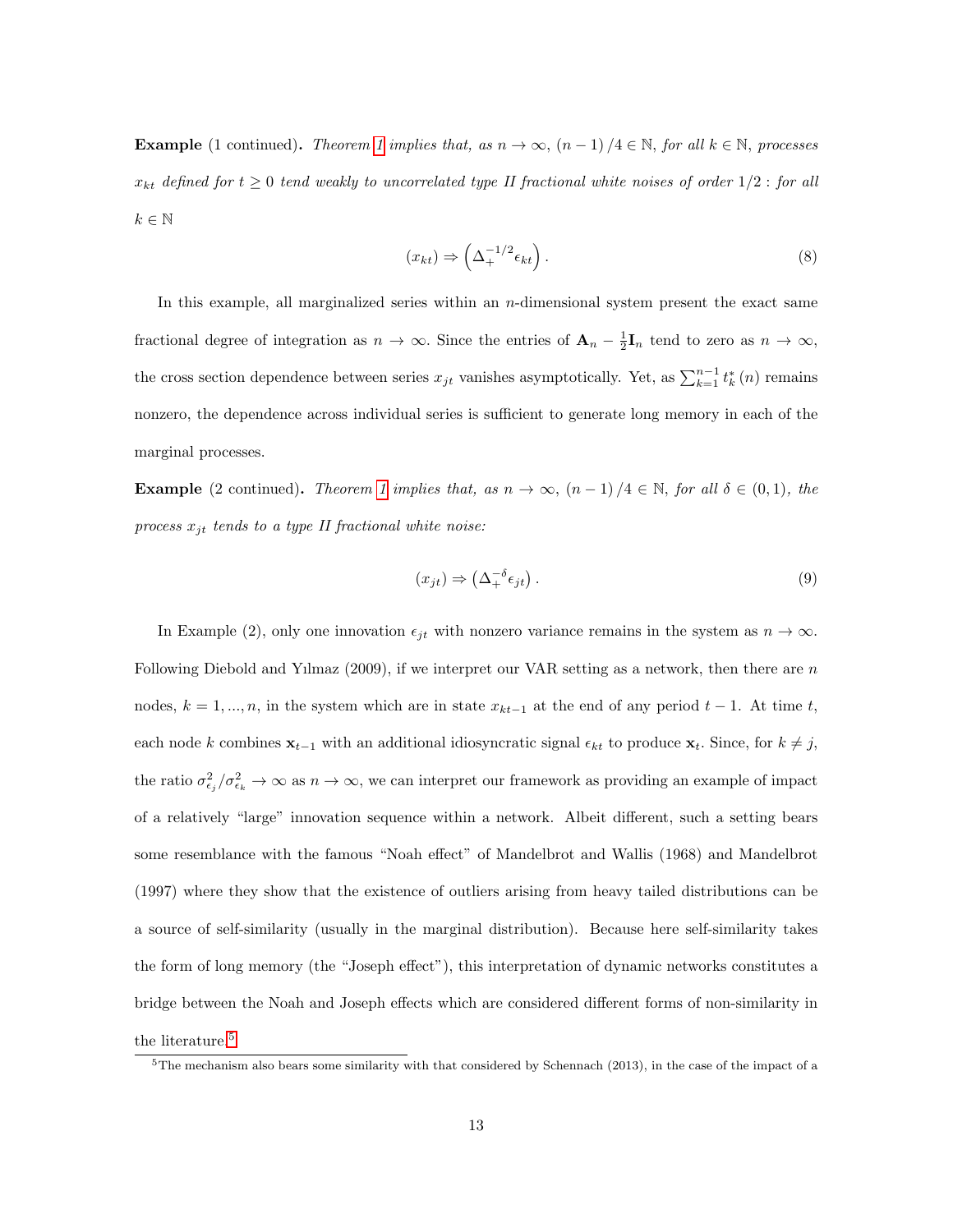**Example** (1 continued)**.** *Theorem 1 implies that, as $n \to \infty$, $(n-1)/4 \in \mathbb{N}$, for all $k \in \mathbb{N}$, processes $x_{kt}$ defined for $t \geq 0$ tend weakly to uncorrelated type II fractional white noises of order $1/2$ : for all $k \in \mathbb{N}$*

$$(x_{kt}) \Rightarrow \left(\Delta_{+}^{-1/2} \epsilon_{kt}\right). \tag{8}$$

In this example, all marginalized series within an $n$-dimensional system present the exact same fractional degree of integration as $n \to \infty$. Since the entries of $\mathbf{A}_n - \frac{1}{2}\mathbf{I}_n$ tend to zero as $n \to \infty$, the cross section dependence between series $x_{jt}$ vanishes asymptotically. Yet, as $\sum_{k=1}^{n-1} t_k^*(n)$ remains nonzero, the dependence across individual series is sufficient to generate long memory in each of the marginal processes.

**Example** (2 continued)**.** *Theorem 1 implies that, as $n \to \infty$, $(n-1)/4 \in \mathbb{N}$, for all $\delta \in (0,1)$, the process $x_{jt}$ tends to a type II fractional white noise:*

$$(x_{jt}) \Rightarrow \left(\Delta_{+}^{-\delta} \epsilon_{jt}\right). \tag{9}$$

In Example (2), only one innovation $\epsilon_{jt}$ with nonzero variance remains in the system as $n \to \infty$. Following Diebold and Yılmaz (2009), if we interpret our VAR setting as a network, then there are $n$ nodes, $k = 1, ..., n$, in the system which are in state $x_{kt-1}$ at the end of any period $t-1$. At time $t$, each node $k$ combines $\mathbf{x}_{t-1}$ with an additional idiosyncratic signal $\epsilon_{kt}$ to produce $\mathbf{x}_t$. Since, for $k \neq j$, the ratio $\sigma_{\epsilon_j}^2 / \sigma_{\epsilon_k}^2 \to \infty$ as $n \to \infty$, we can interpret our framework as providing an example of impact of a relatively "large" innovation sequence within a network. Albeit different, such a setting bears some resemblance with the famous "Noah effect" of Mandelbrot and Wallis (1968) and Mandelbrot (1997) where they show that the existence of outliers arising from heavy tailed distributions can be a source of self-similarity (usually in the marginal distribution). Because here self-similarity takes the form of long memory (the "Joseph effect"), this interpretation of dynamic networks constitutes a bridge between the Noah and Joseph effects which are considered different forms of non-similarity in the literature.[5]

[5] The mechanism also bears some similarity with that considered by Schennach (2013), in the case of the impact of a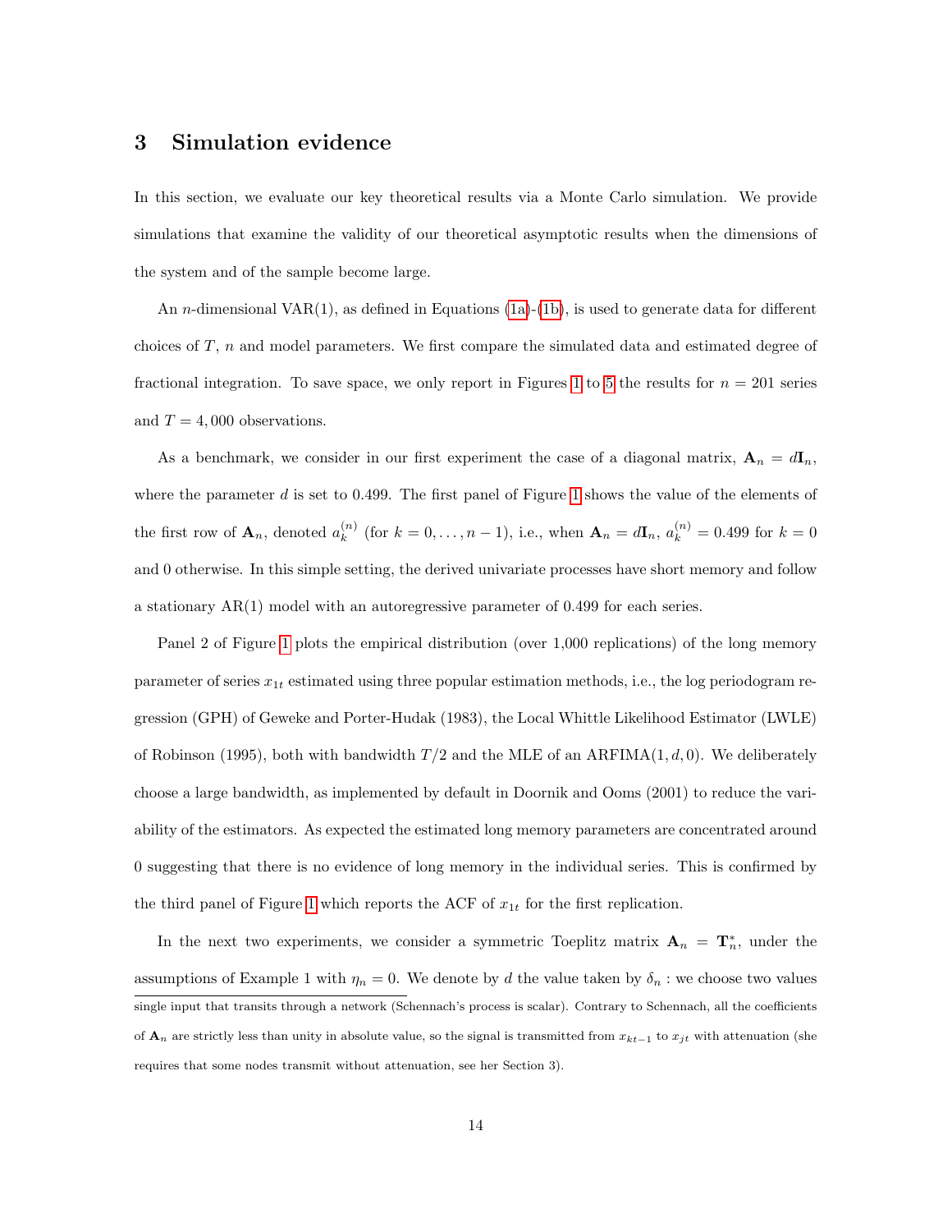## 3 Simulation evidence

In this section, we evaluate our key theoretical results via a Monte Carlo simulation. We provide simulations that examine the validity of our theoretical asymptotic results when the dimensions of the system and of the sample become large.

An $n$-dimensional VAR(1), as defined in Equations (1a)-(1b), is used to generate data for different choices of $T$, $n$ and model parameters. We first compare the simulated data and estimated degree of fractional integration. To save space, we only report in Figures 1 to 5 the results for $n = 201$ series and $T = 4,000$ observations.

As a benchmark, we consider in our first experiment the case of a diagonal matrix, $\mathbf{A}_n = d\mathbf{I}_n$, where the parameter $d$ is set to 0.499. The first panel of Figure 1 shows the value of the elements of the first row of $\mathbf{A}_n$, denoted $a_k^{(n)}$ (for $k = 0, \ldots, n-1$), i.e., when $\mathbf{A}_n = d\mathbf{I}_n$, $a_k^{(n)} = 0.499$ for $k = 0$ and 0 otherwise. In this simple setting, the derived univariate processes have short memory and follow a stationary AR(1) model with an autoregressive parameter of 0.499 for each series.

Panel 2 of Figure 1 plots the empirical distribution (over 1,000 replications) of the long memory parameter of series $x_{1t}$ estimated using three popular estimation methods, i.e., the log periodogram regression (GPH) of Geweke and Porter-Hudak (1983), the Local Whittle Likelihood Estimator (LWLE) of Robinson (1995), both with bandwidth $T/2$ and the MLE of an ARFIMA$(1, d, 0)$. We deliberately choose a large bandwidth, as implemented by default in Doornik and Ooms (2001) to reduce the variability of the estimators. As expected the estimated long memory parameters are concentrated around 0 suggesting that there is no evidence of long memory in the individual series. This is confirmed by the third panel of Figure 1 which reports the ACF of $x_{1t}$ for the first replication.

In the next two experiments, we consider a symmetric Toeplitz matrix $\mathbf{A}_n = \mathbf{T}_n^*$, under the assumptions of Example 1 with $\eta_n = 0$. We denote by $d$ the value taken by $\delta_n$ : we choose two values

single input that transits through a network (Schennach's process is scalar). Contrary to Schennach, all the coefficients of $\mathbf{A}_n$ are strictly less than unity in absolute value, so the signal is transmitted from $x_{kt-1}$ to $x_{jt}$ with attenuation (she requires that some nodes transmit without attenuation, see her Section 3).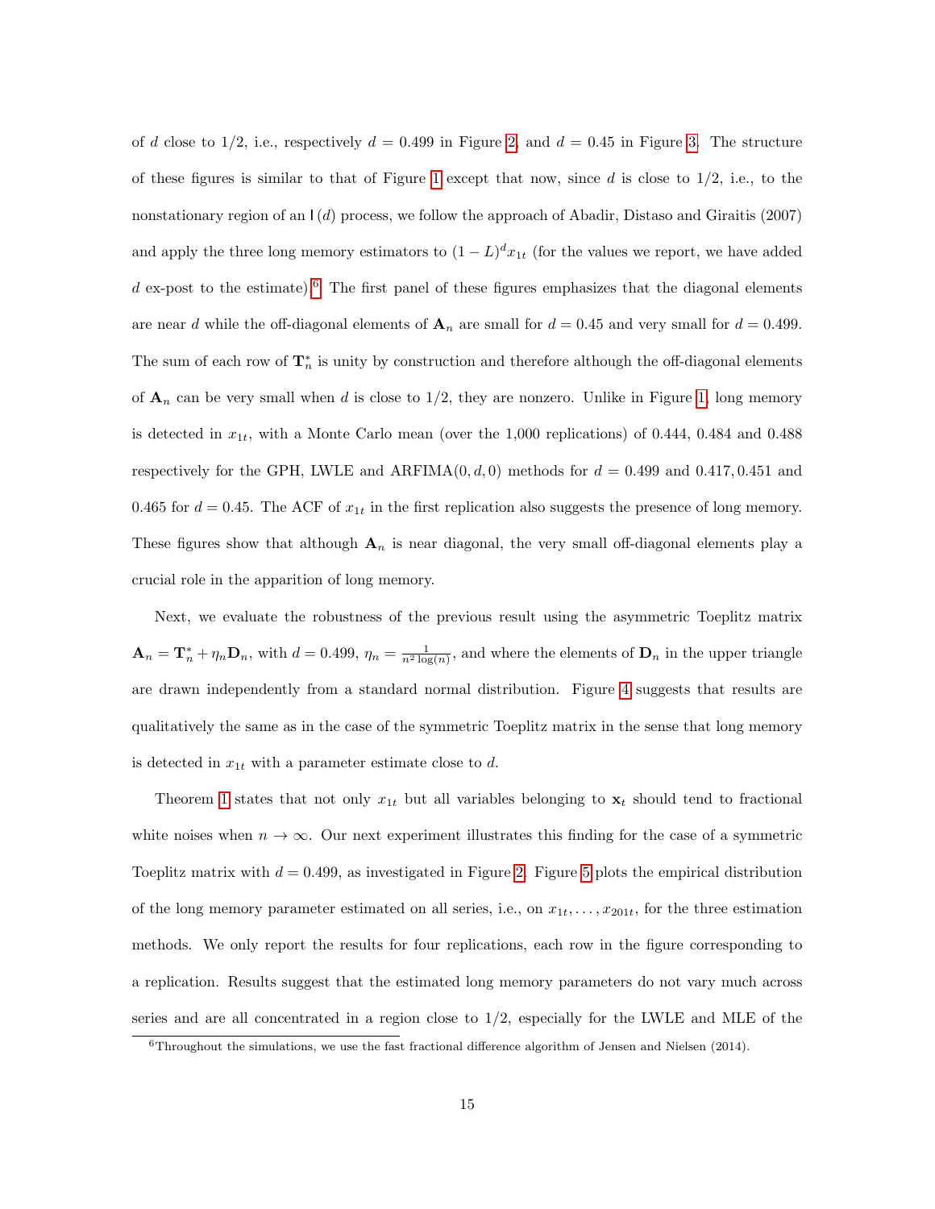of $d$ close to $1/2$, i.e., respectively $d = 0.499$ in Figure 2, and $d = 0.45$ in Figure 3. The structure of these figures is similar to that of Figure 1 except that now, since $d$ is close to $1/2$, i.e., to the nonstationary region of an $\mathsf{I}(d)$ process, we follow the approach of Abadir, Distaso and Giraitis (2007) and apply the three long memory estimators to $(1-L)^d x_{1t}$ (for the values we report, we have added $d$ ex-post to the estimate).[6] The first panel of these figures emphasizes that the diagonal elements are near $d$ while the off-diagonal elements of $\mathbf{A}_n$ are small for $d = 0.45$ and very small for $d = 0.499$. The sum of each row of $\mathbf{T}_n^*$ is unity by construction and therefore although the off-diagonal elements of $\mathbf{A}_n$ can be very small when $d$ is close to $1/2$, they are nonzero. Unlike in Figure 1, long memory is detected in $x_{1t}$, with a Monte Carlo mean (over the 1,000 replications) of 0.444, 0.484 and 0.488 respectively for the GPH, LWLE and ARFIMA$(0, d, 0)$ methods for $d = 0.499$ and $0.417, 0.451$ and $0.465$ for $d = 0.45$. The ACF of $x_{1t}$ in the first replication also suggests the presence of long memory. These figures show that although $\mathbf{A}_n$ is near diagonal, the very small off-diagonal elements play a crucial role in the apparition of long memory.

Next, we evaluate the robustness of the previous result using the asymmetric Toeplitz matrix $\mathbf{A}_n = \mathbf{T}_n^* + \eta_n \mathbf{D}_n$, with $d = 0.499$, $\eta_n = \frac{1}{n^2 \log(n)}$, and where the elements of $\mathbf{D}_n$ in the upper triangle are drawn independently from a standard normal distribution. Figure 4 suggests that results are qualitatively the same as in the case of the symmetric Toeplitz matrix in the sense that long memory is detected in $x_{1t}$ with a parameter estimate close to $d$.

Theorem 1 states that not only $x_{1t}$ but all variables belonging to $\mathbf{x}_t$ should tend to fractional white noises when $n \to \infty$. Our next experiment illustrates this finding for the case of a symmetric Toeplitz matrix with $d = 0.499$, as investigated in Figure 2. Figure 5 plots the empirical distribution of the long memory parameter estimated on all series, i.e., on $x_{1t}, \ldots, x_{201t}$, for the three estimation methods. We only report the results for four replications, each row in the figure corresponding to a replication. Results suggest that the estimated long memory parameters do not vary much across series and are all concentrated in a region close to $1/2$, especially for the LWLE and MLE of the

[6] Throughout the simulations, we use the fast fractional difference algorithm of Jensen and Nielsen (2014).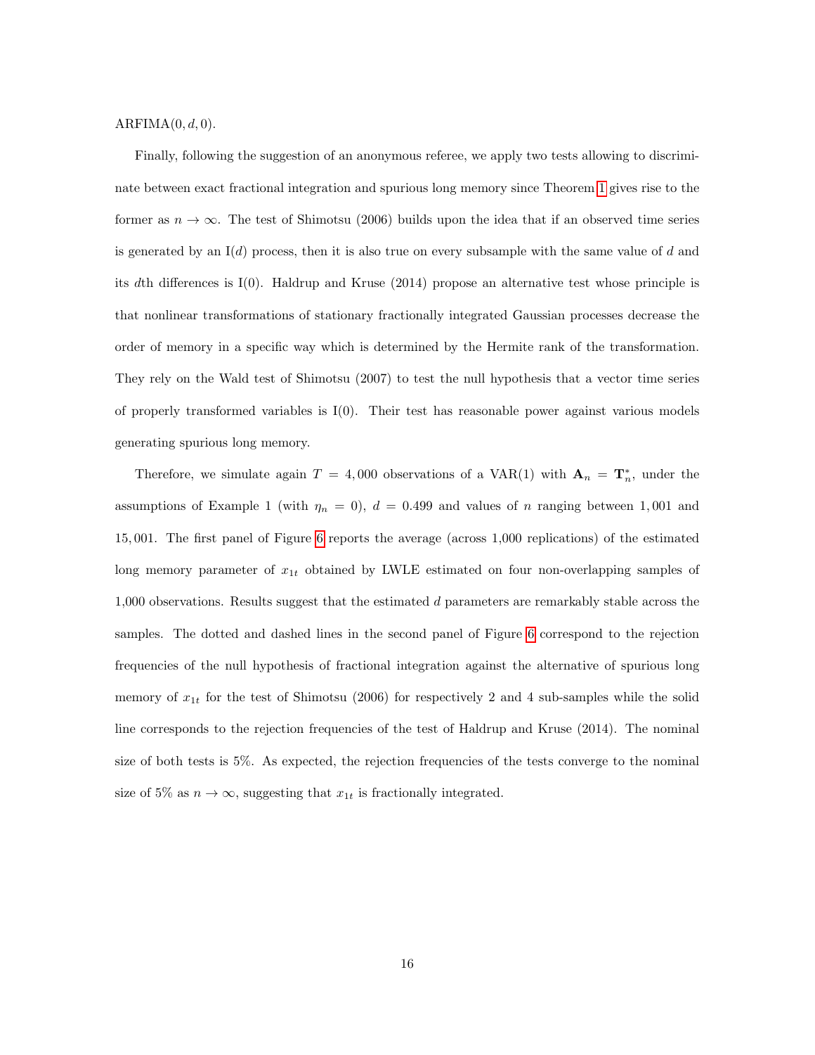ARFIMA$(0, d, 0)$.

Finally, following the suggestion of an anonymous referee, we apply two tests allowing to discriminate between exact fractional integration and spurious long memory since Theorem 1 gives rise to the former as $n \to \infty$. The test of Shimotsu (2006) builds upon the idea that if an observed time series is generated by an I$(d)$ process, then it is also true on every subsample with the same value of $d$ and its $d$th differences is I(0). Haldrup and Kruse (2014) propose an alternative test whose principle is that nonlinear transformations of stationary fractionally integrated Gaussian processes decrease the order of memory in a specific way which is determined by the Hermite rank of the transformation. They rely on the Wald test of Shimotsu (2007) to test the null hypothesis that a vector time series of properly transformed variables is I(0). Their test has reasonable power against various models generating spurious long memory.

Therefore, we simulate again $T = 4,000$ observations of a VAR(1) with $\mathbf{A}_n = \mathbf{T}_n^*$, under the assumptions of Example 1 (with $\eta_n = 0$), $d = 0.499$ and values of $n$ ranging between $1,001$ and $15,001$. The first panel of Figure 6 reports the average (across 1,000 replications) of the estimated long memory parameter of $x_{1t}$ obtained by LWLE estimated on four non-overlapping samples of 1,000 observations. Results suggest that the estimated $d$ parameters are remarkably stable across the samples. The dotted and dashed lines in the second panel of Figure 6 correspond to the rejection frequencies of the null hypothesis of fractional integration against the alternative of spurious long memory of $x_{1t}$ for the test of Shimotsu (2006) for respectively 2 and 4 sub-samples while the solid line corresponds to the rejection frequencies of the test of Haldrup and Kruse (2014). The nominal size of both tests is 5%. As expected, the rejection frequencies of the tests converge to the nominal size of 5% as $n \to \infty$, suggesting that $x_{1t}$ is fractionally integrated.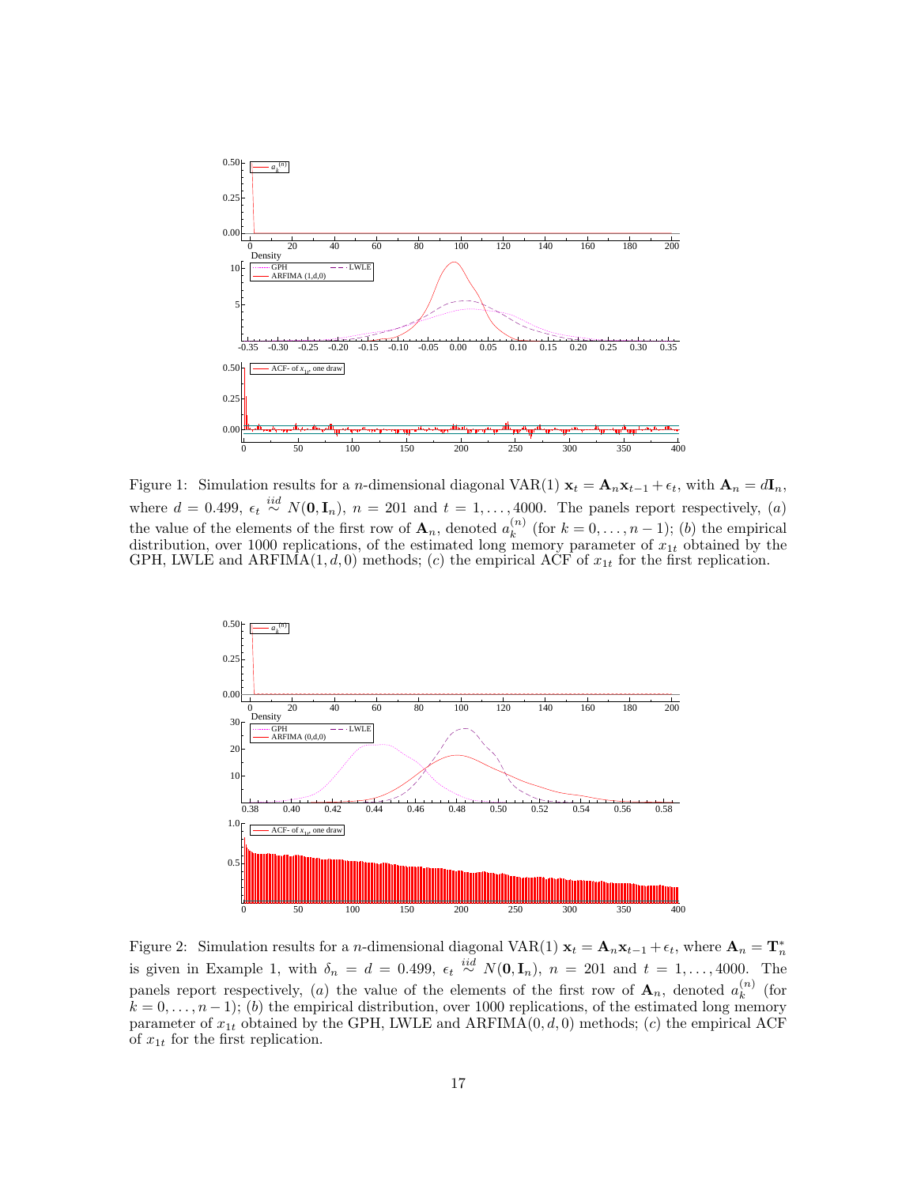Figure 1: Simulation results for a $n$-dimensional diagonal VAR(1) $\mathbf{x}_t = \mathbf{A}_n \mathbf{x}_{t-1} + \epsilon_t$, with $\mathbf{A}_n = d\mathbf{I}_n$, where $d = 0.499$, $\epsilon_t \overset{iid}{\sim} N(\mathbf{0}, \mathbf{I}_n)$, $n = 201$ and $t = 1, \ldots, 4000$. The panels report respectively, $(a)$ the value of the elements of the first row of $\mathbf{A}_n$, denoted $a_k^{(n)}$ (for $k = 0, \ldots, n-1$); $(b)$ the empirical distribution, over 1000 replications, of the estimated long memory parameter of $x_{1t}$ obtained by the GPH, LWLE and ARFIMA$(1, d, 0)$ methods; $(c)$ the empirical ACF of $x_{1t}$ for the first replication.

Figure 2: Simulation results for a $n$-dimensional diagonal VAR(1) $\mathbf{x}_t = \mathbf{A}_n \mathbf{x}_{t-1} + \epsilon_t$, where $\mathbf{A}_n = \mathbf{T}_n^*$ is given in Example 1, with $\delta_n = d = 0.499$, $\epsilon_t \overset{iid}{\sim} N(\mathbf{0}, \mathbf{I}_n)$, $n = 201$ and $t = 1, \ldots, 4000$. The panels report respectively, $(a)$ the value of the elements of the first row of $\mathbf{A}_n$, denoted $a_k^{(n)}$ (for $k = 0, \ldots, n-1$); $(b)$ the empirical distribution, over 1000 replications, of the estimated long memory parameter of $x_{1t}$ obtained by the GPH, LWLE and ARFIMA$(0, d, 0)$ methods; $(c)$ the empirical ACF of $x_{1t}$ for the first replication.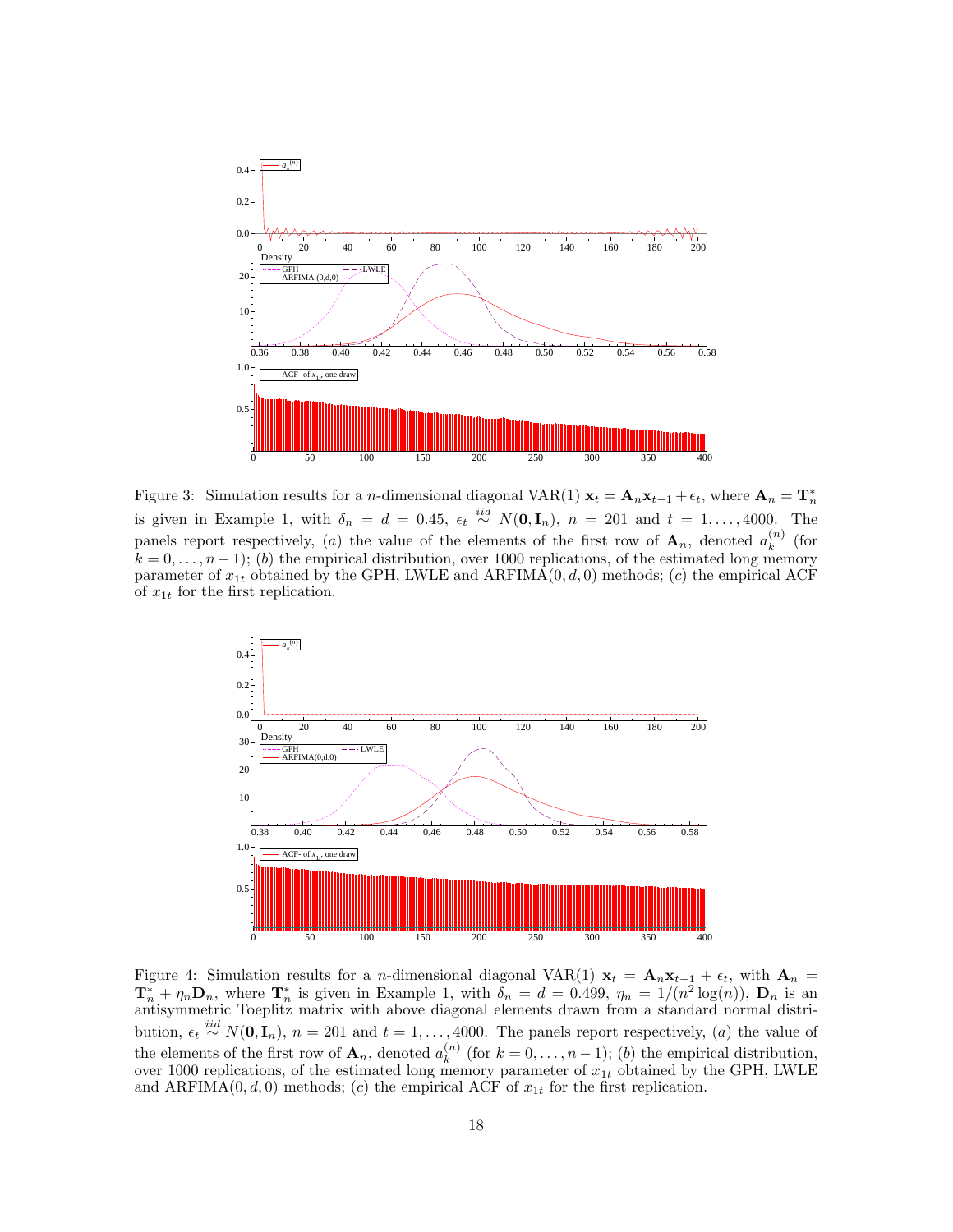Figure 3: Simulation results for a $n$-dimensional diagonal VAR(1) $\mathbf{x}_t = \mathbf{A}_n\mathbf{x}_{t-1} + \epsilon_t$, where $\mathbf{A}_n = \mathbf{T}_n^*$ is given in Example 1, with $\delta_n = d = 0.45$, $\epsilon_t \overset{iid}{\sim} N(\mathbf{0}, \mathbf{I}_n)$, $n = 201$ and $t = 1, \ldots, 4000$. The panels report respectively, $(a)$ the value of the elements of the first row of $\mathbf{A}_n$, denoted $a_k^{(n)}$ (for $k = 0, \ldots, n-1$); $(b)$ the empirical distribution, over 1000 replications, of the estimated long memory parameter of $x_{1t}$ obtained by the GPH, LWLE and ARFIMA$(0, d, 0)$ methods; $(c)$ the empirical ACF of $x_{1t}$ for the first replication.

Figure 4: Simulation results for a $n$-dimensional diagonal VAR(1) $\mathbf{x}_t = \mathbf{A}_n\mathbf{x}_{t-1} + \epsilon_t$, with $\mathbf{A}_n = \mathbf{T}_n^* + \eta_n\mathbf{D}_n$, where $\mathbf{T}_n^*$ is given in Example 1, with $\delta_n = d = 0.499$, $\eta_n = 1/(n^2\log(n))$, $\mathbf{D}_n$ is an antisymmetric Toeplitz matrix with above diagonal elements drawn from a standard normal distribution, $\epsilon_t \overset{iid}{\sim} N(\mathbf{0}, \mathbf{I}_n)$, $n = 201$ and $t = 1, \ldots, 4000$. The panels report respectively, $(a)$ the value of the elements of the first row of $\mathbf{A}_n$, denoted $a_k^{(n)}$ (for $k = 0, \ldots, n-1$); $(b)$ the empirical distribution, over 1000 replications, of the estimated long memory parameter of $x_{1t}$ obtained by the GPH, LWLE and ARFIMA$(0, d, 0)$ methods; $(c)$ the empirical ACF of $x_{1t}$ for the first replication.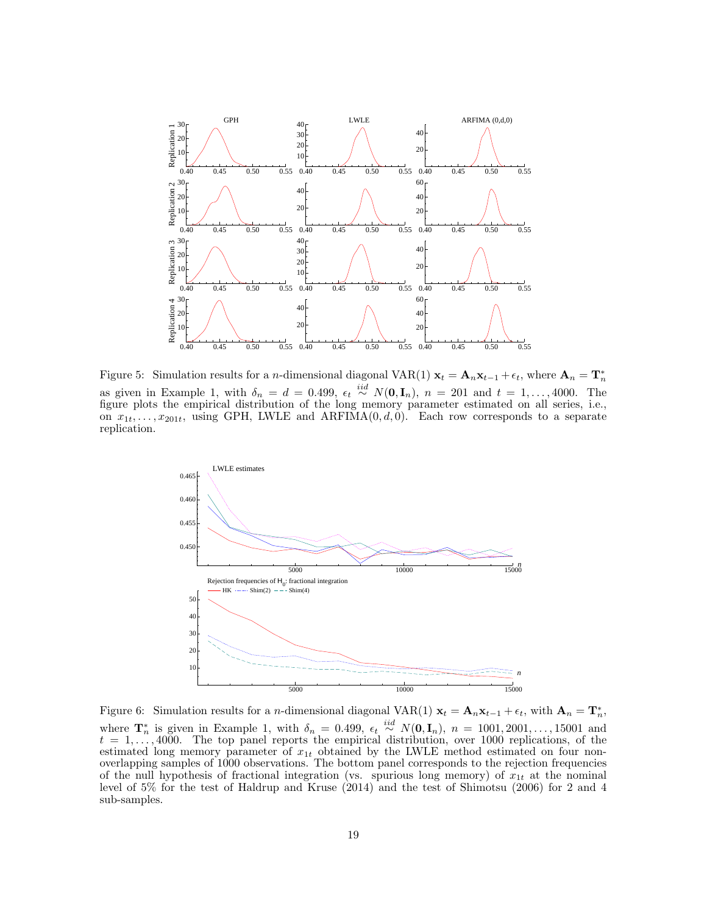Figure 5: Simulation results for a $n$-dimensional diagonal VAR(1) $\mathbf{x}_t = \mathbf{A}_n \mathbf{x}_{t-1} + \epsilon_t$, where $\mathbf{A}_n = \mathbf{T}_n^*$ as given in Example 1, with $\delta_n = d = 0.499$, $\epsilon_t \overset{iid}{\sim} N(\mathbf{0}, \mathbf{I}_n)$, $n = 201$ and $t = 1, \ldots, 4000$. The figure plots the empirical distribution of the long memory parameter estimated on all series, i.e., on $x_{1t}, \ldots, x_{201t}$, using GPH, LWLE and ARFIMA$(0, d, 0)$. Each row corresponds to a separate replication.

Figure 6: Simulation results for a $n$-dimensional diagonal VAR(1) $\mathbf{x}_t = \mathbf{A}_n \mathbf{x}_{t-1} + \epsilon_t$, with $\mathbf{A}_n = \mathbf{T}_n^*$, where $\mathbf{T}_n^*$ is given in Example 1, with $\delta_n = 0.499$, $\epsilon_t \overset{iid}{\sim} N(\mathbf{0}, \mathbf{I}_n)$, $n = 1001, 2001, \ldots, 15001$ and $t = 1, \ldots, 4000$. The top panel reports the empirical distribution, over 1000 replications, of the estimated long memory parameter of $x_{1t}$ obtained by the LWLE method estimated on four non-overlapping samples of 1000 observations. The bottom panel corresponds to the rejection frequencies of the null hypothesis of fractional integration (vs. spurious long memory) of $x_{1t}$ at the nominal level of 5% for the test of Haldrup and Kruse (2014) and the test of Shimotsu (2006) for 2 and 4 sub-samples.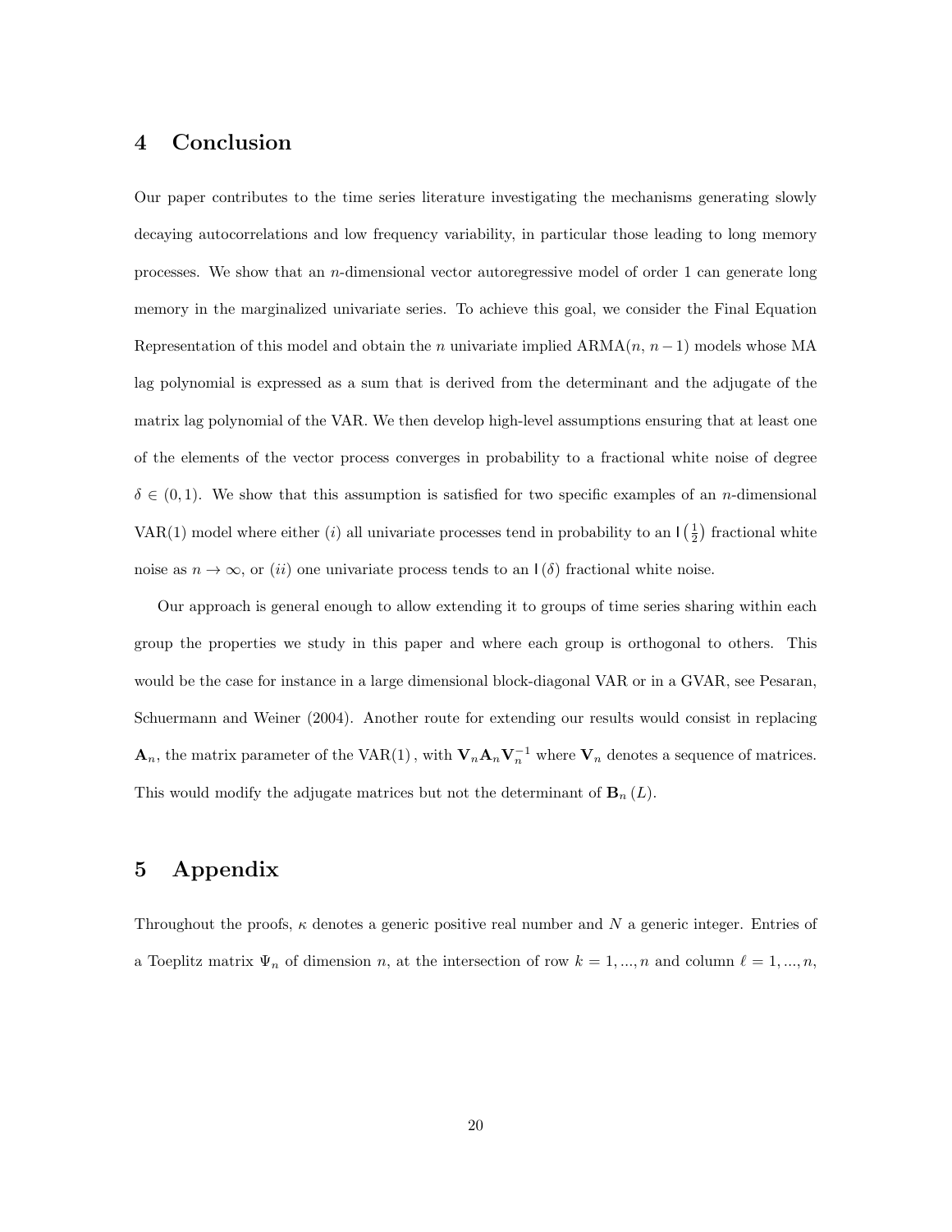## 4 Conclusion

Our paper contributes to the time series literature investigating the mechanisms generating slowly decaying autocorrelations and low frequency variability, in particular those leading to long memory processes. We show that an $n$-dimensional vector autoregressive model of order 1 can generate long memory in the marginalized univariate series. To achieve this goal, we consider the Final Equation Representation of this model and obtain the $n$ univariate implied ARMA($n$, $n-1$) models whose MA lag polynomial is expressed as a sum that is derived from the determinant and the adjugate of the matrix lag polynomial of the VAR. We then develop high-level assumptions ensuring that at least one of the elements of the vector process converges in probability to a fractional white noise of degree $\delta \in (0,1)$. We show that this assumption is satisfied for two specific examples of an $n$-dimensional VAR(1) model where either $(i)$ all univariate processes tend in probability to an $\mathsf{I}\left(\frac{1}{2}\right)$ fractional white noise as $n \to \infty$, or $(ii)$ one univariate process tends to an $\mathsf{I}(\delta)$ fractional white noise.

Our approach is general enough to allow extending it to groups of time series sharing within each group the properties we study in this paper and where each group is orthogonal to others. This would be the case for instance in a large dimensional block-diagonal VAR or in a GVAR, see Pesaran, Schuermann and Weiner (2004). Another route for extending our results would consist in replacing $\mathbf{A}_n$, the matrix parameter of the VAR(1), with $\mathbf{V}_n\mathbf{A}_n\mathbf{V}_n^{-1}$ where $\mathbf{V}_n$ denotes a sequence of matrices. This would modify the adjugate matrices but not the determinant of $\mathbf{B}_n(L)$.

## 5 Appendix

Throughout the proofs, $\kappa$ denotes a generic positive real number and $N$ a generic integer. Entries of a Toeplitz matrix $\Psi_n$ of dimension $n$, at the intersection of row $k = 1, ..., n$ and column $\ell = 1, ..., n$,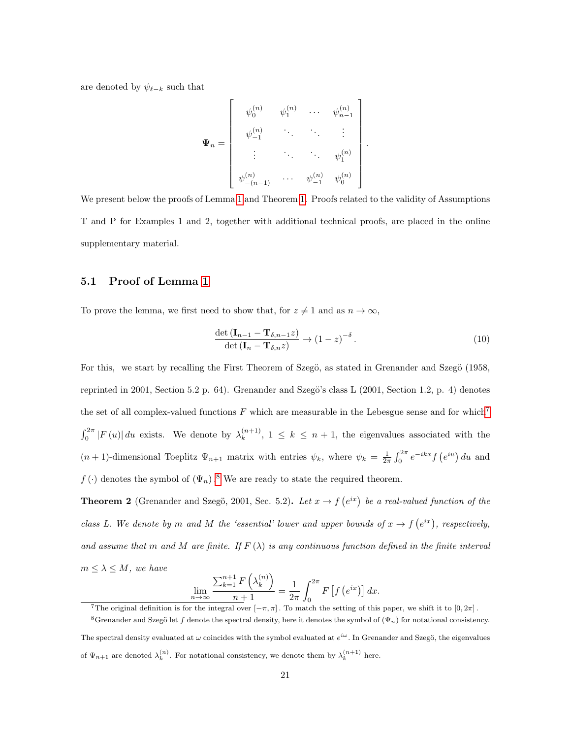are denoted by $\psi_{\ell-k}$ such that

$$
\mathbf{\Psi}_n = \begin{bmatrix} \psi_0^{(n)} & \psi_1^{(n)} & \cdots & \psi_{n-1}^{(n)} \\ \psi_{-1}^{(n)} & \ddots & \ddots & \vdots \\ \vdots & \ddots & \ddots & \psi_1^{(n)} \\ \psi_{-(n-1)}^{(n)} & \cdots & \psi_{-1}^{(n)} & \psi_0^{(n)} \end{bmatrix}.
$$

We present below the proofs of Lemma 1 and Theorem 1. Proofs related to the validity of Assumptions T and P for Examples 1 and 2, together with additional technical proofs, are placed in the online supplementary material.

## 5.1 Proof of Lemma 1

To prove the lemma, we first need to show that, for $z \neq 1$ and as $n \to \infty$,

$$
\frac{\det\left(\mathbf{I}_{n-1} - \mathbf{T}_{\delta,n-1} z\right)}{\det\left(\mathbf{I}_n - \mathbf{T}_{\delta,n} z\right)} \to (1-z)^{-\delta}. \tag{10}
$$

For this, we start by recalling the First Theorem of Szegö, as stated in Grenander and Szegö (1958, reprinted in 2001, Section 5.2 p. 64). Grenander and Szegö's class L (2001, Section 1.2, p. 4) denotes the set of all complex-valued functions $F$ which are measurable in the Lebesgue sense and for which[7] $\int_0^{2\pi} |F(u)|\, du$ exists. We denote by $\lambda_k^{(n+1)}$, $1 \leq k \leq n+1$, the eigenvalues associated with the $(n+1)$-dimensional Toeplitz $\Psi_{n+1}$ matrix with entries $\psi_k$, where $\psi_k = \frac{1}{2\pi}\int_0^{2\pi} e^{-ikx} f\left(e^{iu}\right) du$ and $f(\cdot)$ denotes the symbol of $(\Psi_n)$.[8] We are ready to state the required theorem.

**Theorem 2** (Grenander and Szegö, 2001, Sec. 5.2). *Let $x \to f\left(e^{ix}\right)$ be a real-valued function of the class L. We denote by $m$ and $M$ the 'essential' lower and upper bounds of $x \to f\left(e^{ix}\right)$, respectively, and assume that $m$ and $M$ are finite. If $F(\lambda)$ is any continuous function defined in the finite interval $m \leq \lambda \leq M$, we have*

$$
\lim_{n\to\infty} \frac{\sum_{k=1}^{n+1} F\left(\lambda_k^{(n)}\right)}{n+1} = \frac{1}{2\pi}\int_0^{2\pi} F\left[f\left(e^{ix}\right)\right] dx.
$$

[7] The original definition is for the integral over $[-\pi, \pi]$. To match the setting of this paper, we shift it to $[0, 2\pi]$.

[8] Grenander and Szegö let $f$ denote the spectral density, here it denotes the symbol of $(\Psi_n)$ for notational consistency. The spectral density evaluated at $\omega$ coincides with the symbol evaluated at $e^{i\omega}$. In Grenander and Szegö, the eigenvalues of $\Psi_{n+1}$ are denoted $\lambda_k^{(n)}$. For notational consistency, we denote them by $\lambda_k^{(n+1)}$ here.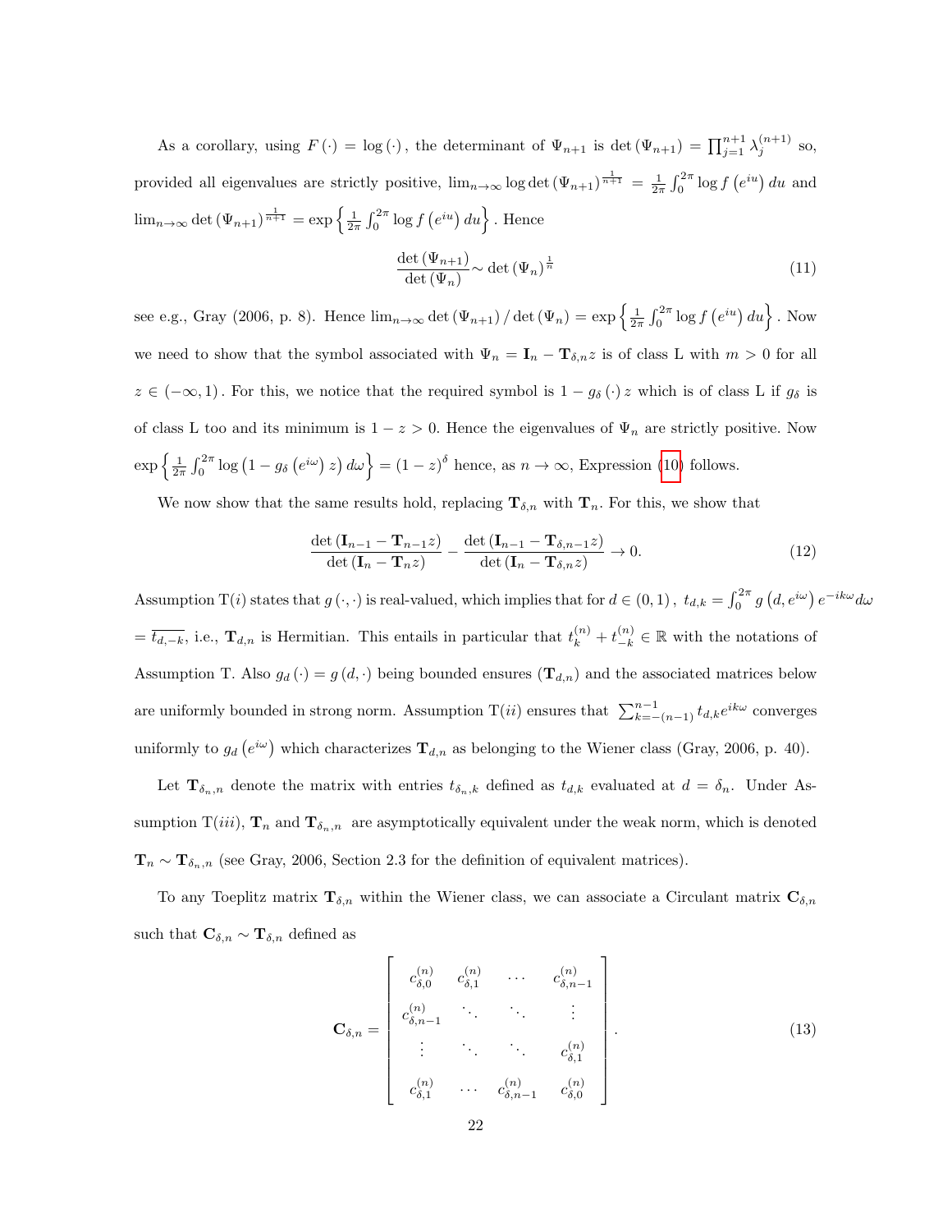As a corollary, using $F(\cdot) = \log(\cdot)$, the determinant of $\Psi_{n+1}$ is $\det(\Psi_{n+1}) = \prod_{j=1}^{n+1} \lambda_j^{(n+1)}$ so, provided all eigenvalues are strictly positive, $\lim_{n\to\infty} \log \det(\Psi_{n+1})^{\frac{1}{n+1}} = \frac{1}{2\pi}\int_0^{2\pi} \log f(e^{iu})\, du$ and $\lim_{n\to\infty} \det(\Psi_{n+1})^{\frac{1}{n+1}} = \exp\left\{\frac{1}{2\pi}\int_0^{2\pi} \log f(e^{iu})\, du\right\}$. Hence

$$\frac{\det(\Psi_{n+1})}{\det(\Psi_n)} \sim \det(\Psi_n)^{\frac{1}{n}} \tag{11}$$

see e.g., Gray (2006, p. 8). Hence $\lim_{n\to\infty} \det(\Psi_{n+1})/\det(\Psi_n) = \exp\left\{\frac{1}{2\pi}\int_0^{2\pi} \log f(e^{iu})\, du\right\}$. Now we need to show that the symbol associated with $\Psi_n = \mathbf{I}_n - \mathbf{T}_{\delta,n} z$ is of class L with $m > 0$ for all $z \in (-\infty, 1)$. For this, we notice that the required symbol is $1 - g_\delta(\cdot) z$ which is of class L if $g_\delta$ is of class L too and its minimum is $1 - z > 0$. Hence the eigenvalues of $\Psi_n$ are strictly positive. Now $\exp\left\{\frac{1}{2\pi}\int_0^{2\pi} \log\left(1 - g_\delta(e^{i\omega}) z\right) d\omega\right\} = (1-z)^\delta$ hence, as $n \to \infty$, Expression (10) follows.

We now show that the same results hold, replacing $\mathbf{T}_{\delta,n}$ with $\mathbf{T}_n$. For this, we show that

$$\frac{\det(\mathbf{I}_{n-1} - \mathbf{T}_{n-1} z)}{\det(\mathbf{I}_n - \mathbf{T}_n z)} - \frac{\det(\mathbf{I}_{n-1} - \mathbf{T}_{\delta,n-1} z)}{\det(\mathbf{I}_n - \mathbf{T}_{\delta,n} z)} \to 0. \tag{12}$$

Assumption T($i$) states that $g(\cdot,\cdot)$ is real-valued, which implies that for $d \in (0,1)$, $t_{d,k} = \int_0^{2\pi} g(d, e^{i\omega}) e^{-ik\omega} d\omega$ $= \overline{t_{d,-k}}$, i.e., $\mathbf{T}_{d,n}$ is Hermitian. This entails in particular that $t_k^{(n)} + t_{-k}^{(n)} \in \mathbb{R}$ with the notations of Assumption T. Also $g_d(\cdot) = g(d,\cdot)$ being bounded ensures $(\mathbf{T}_{d,n})$ and the associated matrices below are uniformly bounded in strong norm. Assumption T($ii$) ensures that $\sum_{k=-(n-1)}^{n-1} t_{d,k} e^{ik\omega}$ converges uniformly to $g_d(e^{i\omega})$ which characterizes $\mathbf{T}_{d,n}$ as belonging to the Wiener class (Gray, 2006, p. 40).

Let $\mathbf{T}_{\delta_n,n}$ denote the matrix with entries $t_{\delta_n,k}$ defined as $t_{d,k}$ evaluated at $d = \delta_n$. Under Assumption T($iii$), $\mathbf{T}_n$ and $\mathbf{T}_{\delta_n,n}$ are asymptotically equivalent under the weak norm, which is denoted $\mathbf{T}_n \sim \mathbf{T}_{\delta_n,n}$ (see Gray, 2006, Section 2.3 for the definition of equivalent matrices).

To any Toeplitz matrix $\mathbf{T}_{\delta,n}$ within the Wiener class, we can associate a Circulant matrix $\mathbf{C}_{\delta,n}$ such that $\mathbf{C}_{\delta,n} \sim \mathbf{T}_{\delta,n}$ defined as

$$\mathbf{C}_{\delta,n} = \begin{bmatrix} c_{\delta,0}^{(n)} & c_{\delta,1}^{(n)} & \cdots & c_{\delta,n-1}^{(n)} \\ c_{\delta,n-1}^{(n)} & \ddots & \ddots & \vdots \\ \vdots & \ddots & \ddots & c_{\delta,1}^{(n)} \\ c_{\delta,1}^{(n)} & \cdots & c_{\delta,n-1}^{(n)} & c_{\delta,0}^{(n)} \end{bmatrix}. \tag{13}$$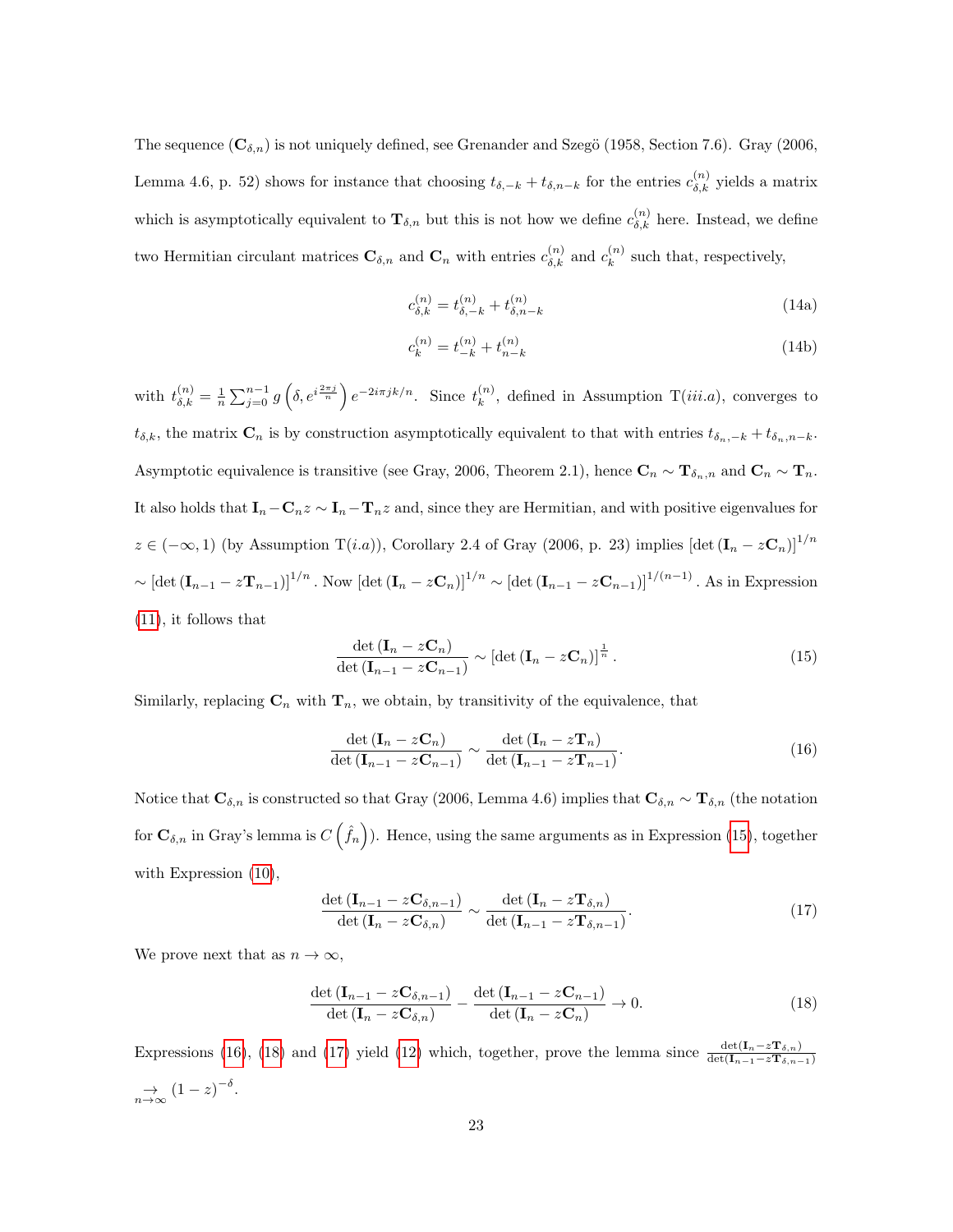The sequence $(\mathbf{C}_{\delta,n})$ is not uniquely defined, see Grenander and Szegö (1958, Section 7.6). Gray (2006, Lemma 4.6, p. 52) shows for instance that choosing $t_{\delta,-k} + t_{\delta,n-k}$ for the entries $c_{\delta,k}^{(n)}$ yields a matrix which is asymptotically equivalent to $\mathbf{T}_{\delta,n}$ but this is not how we define $c_{\delta,k}^{(n)}$ here. Instead, we define two Hermitian circulant matrices $\mathbf{C}_{\delta,n}$ and $\mathbf{C}_n$ with entries $c_{\delta,k}^{(n)}$ and $c_k^{(n)}$ such that, respectively,

$$c_{\delta,k}^{(n)} = t_{\delta,-k}^{(n)} + t_{\delta,n-k}^{(n)} \tag{14a}$$

$$c_{k}^{(n)} = t_{-k}^{(n)} + t_{n-k}^{(n)} \tag{14b}$$

with $t_{\delta,k}^{(n)} = \frac{1}{n}\sum_{j=0}^{n-1} g\left(\delta, e^{i\frac{2\pi j}{n}}\right) e^{-2i\pi jk/n}$. Since $t_k^{(n)}$, defined in Assumption T$(iii.a)$, converges to $t_{\delta,k}$, the matrix $\mathbf{C}_n$ is by construction asymptotically equivalent to that with entries $t_{\delta_n,-k} + t_{\delta_n,n-k}$. Asymptotic equivalence is transitive (see Gray, 2006, Theorem 2.1), hence $\mathbf{C}_n \sim \mathbf{T}_{\delta_n,n}$ and $\mathbf{C}_n \sim \mathbf{T}_n$. It also holds that $\mathbf{I}_n - \mathbf{C}_n z \sim \mathbf{I}_n - \mathbf{T}_n z$ and, since they are Hermitian, and with positive eigenvalues for $z \in (-\infty, 1)$ (by Assumption T$(i.a)$), Corollary 2.4 of Gray (2006, p. 23) implies $\left[\det\left(\mathbf{I}_n - z\mathbf{C}_n\right)\right]^{1/n}$ $\sim \left[\det\left(\mathbf{I}_{n-1} - z\mathbf{T}_{n-1}\right)\right]^{1/n}$. Now $\left[\det\left(\mathbf{I}_n - z\mathbf{C}_n\right)\right]^{1/n} \sim \left[\det\left(\mathbf{I}_{n-1} - z\mathbf{C}_{n-1}\right)\right]^{1/(n-1)}$. As in Expression (11), it follows that

$$\frac{\det\left(\mathbf{I}_n - z\mathbf{C}_n\right)}{\det\left(\mathbf{I}_{n-1} - z\mathbf{C}_{n-1}\right)} \sim \left[\det\left(\mathbf{I}_n - z\mathbf{C}_n\right)\right]^{\frac{1}{n}}. \tag{15}$$

Similarly, replacing $\mathbf{C}_n$ with $\mathbf{T}_n$, we obtain, by transitivity of the equivalence, that

$$\frac{\det\left(\mathbf{I}_n - z\mathbf{C}_n\right)}{\det\left(\mathbf{I}_{n-1} - z\mathbf{C}_{n-1}\right)} \sim \frac{\det\left(\mathbf{I}_n - z\mathbf{T}_n\right)}{\det\left(\mathbf{I}_{n-1} - z\mathbf{T}_{n-1}\right)}. \tag{16}$$

Notice that $\mathbf{C}_{\delta,n}$ is constructed so that Gray (2006, Lemma 4.6) implies that $\mathbf{C}_{\delta,n} \sim \mathbf{T}_{\delta,n}$ (the notation for $\mathbf{C}_{\delta,n}$ in Gray's lemma is $C\left(\hat{f}_n\right)$). Hence, using the same arguments as in Expression (15), together with Expression (10),

$$\frac{\det\left(\mathbf{I}_{n-1} - z\mathbf{C}_{\delta,n-1}\right)}{\det\left(\mathbf{I}_n - z\mathbf{C}_{\delta,n}\right)} \sim \frac{\det\left(\mathbf{I}_n - z\mathbf{T}_{\delta,n}\right)}{\det\left(\mathbf{I}_{n-1} - z\mathbf{T}_{\delta,n-1}\right)}. \tag{17}$$

We prove next that as $n \to \infty$,

$$\frac{\det\left(\mathbf{I}_{n-1} - z\mathbf{C}_{\delta,n-1}\right)}{\det\left(\mathbf{I}_n - z\mathbf{C}_{\delta,n}\right)} - \frac{\det\left(\mathbf{I}_{n-1} - z\mathbf{C}_{n-1}\right)}{\det\left(\mathbf{I}_n - z\mathbf{C}_n\right)} \to 0. \tag{18}$$

Expressions (16), (18) and (17) yield (12) which, together, prove the lemma since $\frac{\det(\mathbf{I}_n - z\mathbf{T}_{\delta,n})}{\det(\mathbf{I}_{n-1} - z\mathbf{T}_{\delta,n-1})}$ $\underset{n\to\infty}{\to} (1-z)^{-\delta}$.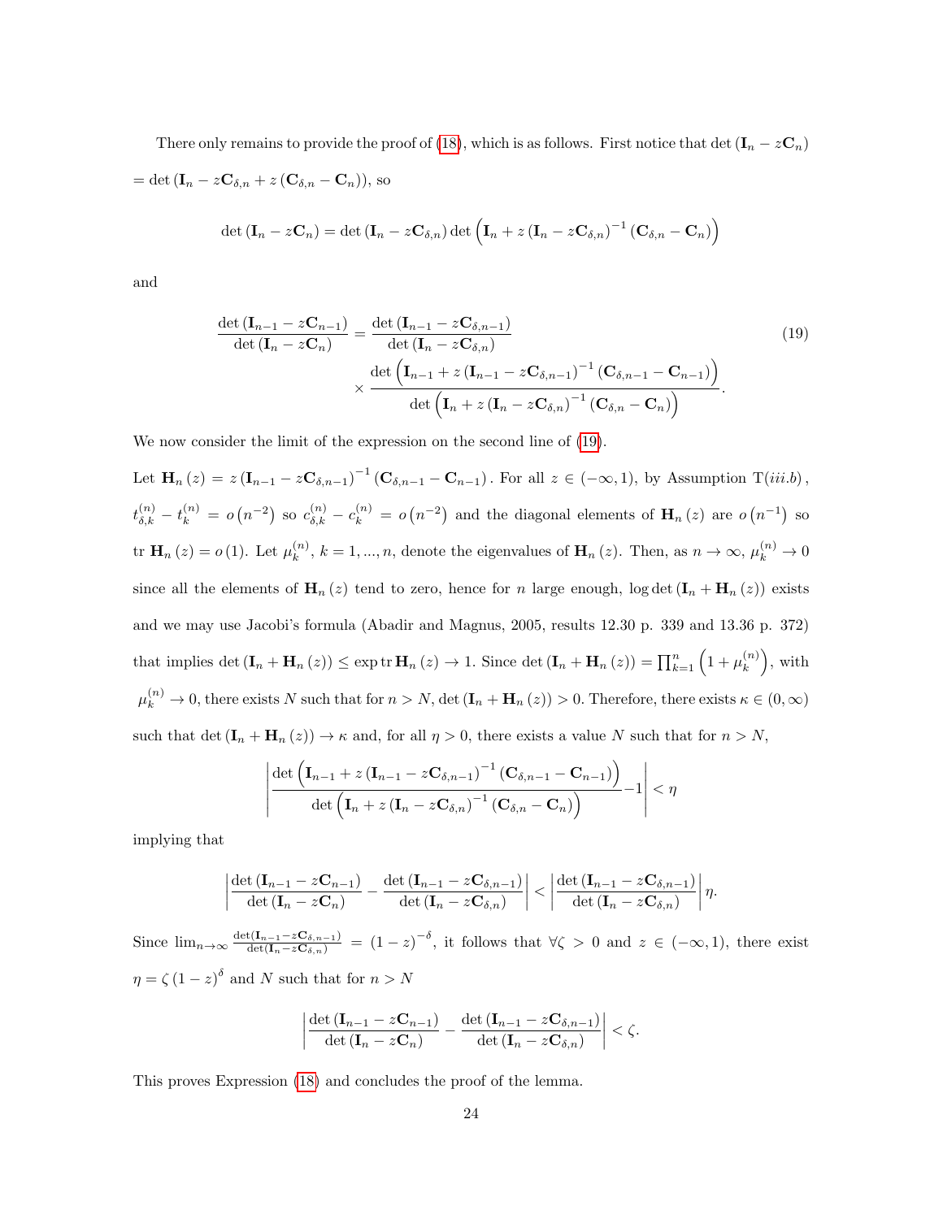There only remains to provide the proof of (18), which is as follows. First notice that $\det\left(\mathbf{I}_n - z\mathbf{C}_n\right)$ $= \det\left(\mathbf{I}_n - z\mathbf{C}_{\delta,n} + z\left(\mathbf{C}_{\delta,n} - \mathbf{C}_n\right)\right)$, so

$$\det\left(\mathbf{I}_n - z\mathbf{C}_n\right) = \det\left(\mathbf{I}_n - z\mathbf{C}_{\delta,n}\right)\det\left(\mathbf{I}_n + z\left(\mathbf{I}_n - z\mathbf{C}_{\delta,n}\right)^{-1}\left(\mathbf{C}_{\delta,n} - \mathbf{C}_n\right)\right)$$

and

$$\begin{aligned}\frac{\det\left(\mathbf{I}_{n-1} - z\mathbf{C}_{n-1}\right)}{\det\left(\mathbf{I}_n - z\mathbf{C}_n\right)} &= \frac{\det\left(\mathbf{I}_{n-1} - z\mathbf{C}_{\delta,n-1}\right)}{\det\left(\mathbf{I}_n - z\mathbf{C}_{\delta,n}\right)} \\ &\times \frac{\det\left(\mathbf{I}_{n-1} + z\left(\mathbf{I}_{n-1} - z\mathbf{C}_{\delta,n-1}\right)^{-1}\left(\mathbf{C}_{\delta,n-1} - \mathbf{C}_{n-1}\right)\right)}{\det\left(\mathbf{I}_n + z\left(\mathbf{I}_n - z\mathbf{C}_{\delta,n}\right)^{-1}\left(\mathbf{C}_{\delta,n} - \mathbf{C}_n\right)\right)}.\end{aligned} \tag{19}$$

We now consider the limit of the expression on the second line of (19).

Let $\mathbf{H}_n(z) = z\left(\mathbf{I}_{n-1} - z\mathbf{C}_{\delta,n-1}\right)^{-1}\left(\mathbf{C}_{\delta,n-1} - \mathbf{C}_{n-1}\right)$. For all $z \in (-\infty, 1)$, by Assumption T$(iii.b)$, $t_{\delta,k}^{(n)} - t_k^{(n)} = o\left(n^{-2}\right)$ so $c_{\delta,k}^{(n)} - c_k^{(n)} = o\left(n^{-2}\right)$ and the diagonal elements of $\mathbf{H}_n(z)$ are $o\left(n^{-1}\right)$ so $\operatorname{tr}\mathbf{H}_n(z) = o(1)$. Let $\mu_k^{(n)}$, $k = 1, ..., n$, denote the eigenvalues of $\mathbf{H}_n(z)$. Then, as $n \to \infty$, $\mu_k^{(n)} \to 0$ since all the elements of $\mathbf{H}_n(z)$ tend to zero, hence for $n$ large enough, $\log\det\left(\mathbf{I}_n + \mathbf{H}_n(z)\right)$ exists and we may use Jacobi's formula (Abadir and Magnus, 2005, results 12.30 p. 339 and 13.36 p. 372) that implies $\det\left(\mathbf{I}_n + \mathbf{H}_n(z)\right) \leq \exp\operatorname{tr}\mathbf{H}_n(z) \to 1$. Since $\det\left(\mathbf{I}_n + \mathbf{H}_n(z)\right) = \prod_{k=1}^n\left(1 + \mu_k^{(n)}\right)$, with $\mu_k^{(n)} \to 0$, there exists $N$ such that for $n > N$, $\det\left(\mathbf{I}_n + \mathbf{H}_n(z)\right) > 0$. Therefore, there exists $\kappa \in (0, \infty)$ such that $\det\left(\mathbf{I}_n + \mathbf{H}_n(z)\right) \to \kappa$ and, for all $\eta > 0$, there exists a value $N$ such that for $n > N$,

$$\left|\frac{\det\left(\mathbf{I}_{n-1} + z\left(\mathbf{I}_{n-1} - z\mathbf{C}_{\delta,n-1}\right)^{-1}\left(\mathbf{C}_{\delta,n-1} - \mathbf{C}_{n-1}\right)\right)}{\det\left(\mathbf{I}_n + z\left(\mathbf{I}_n - z\mathbf{C}_{\delta,n}\right)^{-1}\left(\mathbf{C}_{\delta,n} - \mathbf{C}_n\right)\right)} - 1\right| < \eta$$

implying that

$$\left|\frac{\det\left(\mathbf{I}_{n-1} - z\mathbf{C}_{n-1}\right)}{\det\left(\mathbf{I}_n - z\mathbf{C}_n\right)} - \frac{\det\left(\mathbf{I}_{n-1} - z\mathbf{C}_{\delta,n-1}\right)}{\det\left(\mathbf{I}_n - z\mathbf{C}_{\delta,n}\right)}\right| < \left|\frac{\det\left(\mathbf{I}_{n-1} - z\mathbf{C}_{\delta,n-1}\right)}{\det\left(\mathbf{I}_n - z\mathbf{C}_{\delta,n}\right)}\right|\eta.$$

Since $\lim_{n\to\infty}\frac{\det\left(\mathbf{I}_{n-1} - z\mathbf{C}_{\delta,n-1}\right)}{\det\left(\mathbf{I}_n - z\mathbf{C}_{\delta,n}\right)} = (1 - z)^{-\delta}$, it follows that $\forall\zeta > 0$ and $z \in (-\infty, 1)$, there exist $\eta = \zeta(1 - z)^{\delta}$ and $N$ such that for $n > N$

$$\left|\frac{\det\left(\mathbf{I}_{n-1} - z\mathbf{C}_{n-1}\right)}{\det\left(\mathbf{I}_n - z\mathbf{C}_n\right)} - \frac{\det\left(\mathbf{I}_{n-1} - z\mathbf{C}_{\delta,n-1}\right)}{\det\left(\mathbf{I}_n - z\mathbf{C}_{\delta,n}\right)}\right| < \zeta.$$

This proves Expression (18) and concludes the proof of the lemma.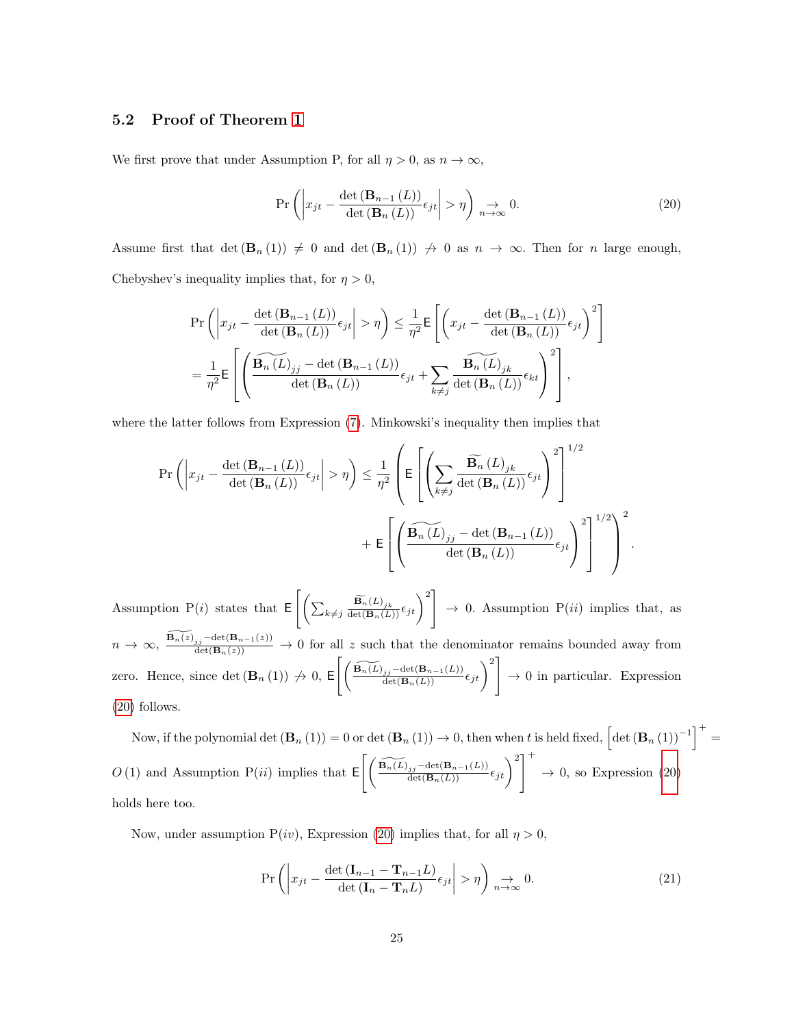### 5.2 Proof of Theorem 1

We first prove that under Assumption P, for all $\eta > 0$, as $n \to \infty$,

$$\Pr\left(\left|x_{jt} - \frac{\det\left(\mathbf{B}_{n-1}\left(L\right)\right)}{\det\left(\mathbf{B}_n\left(L\right)\right)}\epsilon_{jt}\right| > \eta\right) \underset{n\to\infty}{\to} 0. \tag{20}$$

Assume first that $\det\left(\mathbf{B}_n\left(1\right)\right) \neq 0$ and $\det\left(\mathbf{B}_n\left(1\right)\right) \nrightarrow 0$ as $n \to \infty$. Then for $n$ large enough, Chebyshev's inequality implies that, for $\eta > 0$,

$$\begin{aligned}\Pr\left(\left|x_{jt} - \frac{\det\left(\mathbf{B}_{n-1}\left(L\right)\right)}{\det\left(\mathbf{B}_n\left(L\right)\right)}\epsilon_{jt}\right| > \eta\right) &\leq \frac{1}{\eta^2}\mathsf{E}\left[\left(x_{jt} - \frac{\det\left(\mathbf{B}_{n-1}\left(L\right)\right)}{\det\left(\mathbf{B}_n\left(L\right)\right)}\epsilon_{jt}\right)^2\right] \\ &= \frac{1}{\eta^2}\mathsf{E}\left[\left(\frac{\widetilde{\mathbf{B}_n\left(L\right)}_{jj} - \det\left(\mathbf{B}_{n-1}\left(L\right)\right)}{\det\left(\mathbf{B}_n\left(L\right)\right)}\epsilon_{jt} + \sum_{k\neq j}\frac{\widetilde{\mathbf{B}_n\left(L\right)}_{jk}}{\det\left(\mathbf{B}_n\left(L\right)\right)}\epsilon_{kt}\right)^2\right],\end{aligned}$$

where the latter follows from Expression (7). Minkowski's inequality then implies that

$$\begin{aligned}\Pr\left(\left|x_{jt} - \frac{\det\left(\mathbf{B}_{n-1}\left(L\right)\right)}{\det\left(\mathbf{B}_n\left(L\right)\right)}\epsilon_{jt}\right| > \eta\right) \leq \frac{1}{\eta^2}\Bigg(&\mathsf{E}\left[\left(\sum_{k\neq j}\frac{\widetilde{\mathbf{B}_n}\left(L\right)_{jk}}{\det\left(\mathbf{B}_n\left(L\right)\right)}\epsilon_{jt}\right)^2\right]^{1/2} \\ &+ \mathsf{E}\left[\left(\frac{\widetilde{\mathbf{B}_n\left(L\right)}_{jj} - \det\left(\mathbf{B}_{n-1}\left(L\right)\right)}{\det\left(\mathbf{B}_n\left(L\right)\right)}\epsilon_{jt}\right)^2\right]^{1/2}\Bigg)^2.\end{aligned}$$

Assumption P$(i)$ states that $\mathsf{E}\left[\left(\sum_{k\neq j}\frac{\widetilde{\mathbf{B}_n}(L)_{jk}}{\det(\mathbf{B}_n(L))}\epsilon_{jt}\right)^2\right] \to 0$. Assumption P$(ii)$ implies that, as $n \to \infty$, $\frac{\widetilde{\mathbf{B}_n(z)}_{jj} - \det(\mathbf{B}_{n-1}(z))}{\det(\mathbf{B}_n(z))} \to 0$ for all $z$ such that the denominator remains bounded away from zero. Hence, since $\det\left(\mathbf{B}_n\left(1\right)\right) \nrightarrow 0$, $\mathsf{E}\left[\left(\frac{\widetilde{\mathbf{B}_n(L)}_{jj} - \det(\mathbf{B}_{n-1}(L))}{\det(\mathbf{B}_n(L))}\epsilon_{jt}\right)^2\right] \to 0$ in particular. Expression (20) follows.

Now, if the polynomial $\det\left(\mathbf{B}_n\left(1\right)\right) = 0$ or $\det\left(\mathbf{B}_n\left(1\right)\right) \to 0$, then when $t$ is held fixed, $\left[\det\left(\mathbf{B}_n\left(1\right)\right)^{-1}\right]^+ = O\left(1\right)$ and Assumption P$(ii)$ implies that $\mathsf{E}\left[\left(\frac{\widetilde{\mathbf{B}_n(L)}_{jj} - \det(\mathbf{B}_{n-1}(L))}{\det(\mathbf{B}_n(L))}\epsilon_{jt}\right)^2\right]^+ \to 0$, so Expression (20) holds here too.

Now, under assumption P$(iv)$, Expression (20) implies that, for all $\eta > 0$,

$$\Pr\left(\left|x_{jt} - \frac{\det\left(\mathbf{I}_{n-1} - \mathbf{T}_{n-1}L\right)}{\det\left(\mathbf{I}_n - \mathbf{T}_nL\right)}\epsilon_{jt}\right| > \eta\right) \underset{n\to\infty}{\to} 0. \tag{21}$$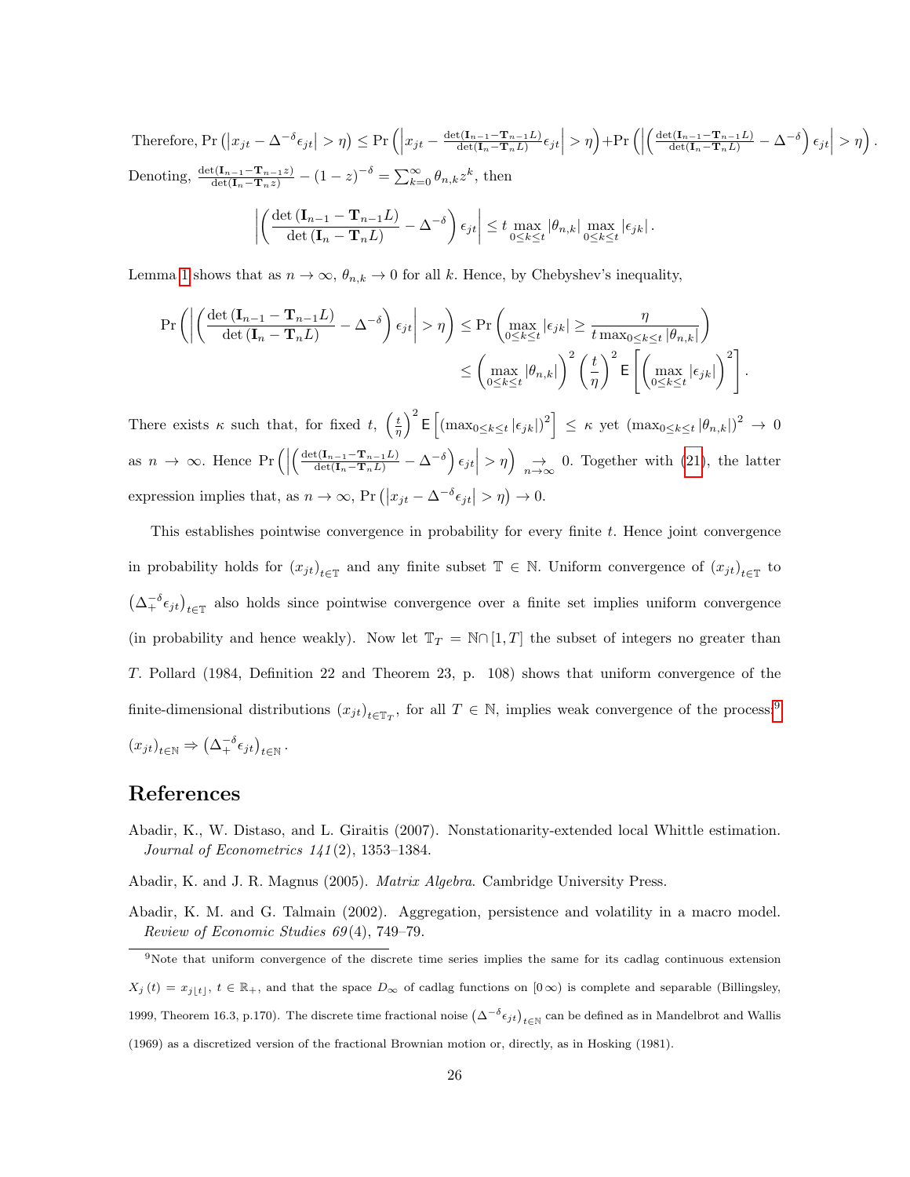Therefore, $\Pr\left(\left|x_{jt}-\Delta^{-\delta}\epsilon_{jt}\right|>\eta\right)\leq \Pr\left(\left|x_{jt}-\frac{\det(\mathbf{I}_{n-1}-\mathbf{T}_{n-1}L)}{\det(\mathbf{I}_{n}-\mathbf{T}_{n}L)}\epsilon_{jt}\right|>\eta\right)+\Pr\left(\left|\left(\frac{\det(\mathbf{I}_{n-1}-\mathbf{T}_{n-1}L)}{\det(\mathbf{I}_{n}-\mathbf{T}_{n}L)}-\Delta^{-\delta}\right)\epsilon_{jt}\right|>\eta\right)$.

Denoting, $\frac{\det(\mathbf{I}_{n-1}-\mathbf{T}_{n-1}z)}{\det(\mathbf{I}_{n}-\mathbf{T}_{n}z)}-(1-z)^{-\delta}=\sum_{k=0}^{\infty}\theta_{n,k}z^{k}$, then

$$\left|\left(\frac{\det\left(\mathbf{I}_{n-1}-\mathbf{T}_{n-1}L\right)}{\det\left(\mathbf{I}_{n}-\mathbf{T}_{n}L\right)}-\Delta^{-\delta}\right)\epsilon_{jt}\right|\leq t\max_{0\leq k\leq t}\left|\theta_{n,k}\right|\max_{0\leq k\leq t}\left|\epsilon_{jk}\right|.$$

Lemma 1 shows that as $n\to\infty$, $\theta_{n,k}\to 0$ for all $k$. Hence, by Chebyshev's inequality,

$$\begin{aligned}\Pr\left(\left|\left(\frac{\det\left(\mathbf{I}_{n-1}-\mathbf{T}_{n-1}L\right)}{\det\left(\mathbf{I}_{n}-\mathbf{T}_{n}L\right)}-\Delta^{-\delta}\right)\epsilon_{jt}\right|>\eta\right)&\leq \Pr\left(\max_{0\leq k\leq t}\left|\epsilon_{jk}\right|\geq\frac{\eta}{t\max_{0\leq k\leq t}\left|\theta_{n,k}\right|}\right)\\&\leq\left(\max_{0\leq k\leq t}\left|\theta_{n,k}\right|\right)^{2}\left(\frac{t}{\eta}\right)^{2}\mathsf{E}\left[\left(\max_{0\leq k\leq t}\left|\epsilon_{jk}\right|\right)^{2}\right].\end{aligned}$$

There exists $\kappa$ such that, for fixed $t$, $\left(\frac{t}{\eta}\right)^{2}\mathsf{E}\left[\left(\max_{0\leq k\leq t}\left|\epsilon_{jk}\right|\right)^{2}\right]\leq\kappa$ yet $\left(\max_{0\leq k\leq t}\left|\theta_{n,k}\right|\right)^{2}\to 0$ as $n\to\infty$. Hence $\Pr\left(\left|\left(\frac{\det(\mathbf{I}_{n-1}-\mathbf{T}_{n-1}L)}{\det(\mathbf{I}_{n}-\mathbf{T}_{n}L)}-\Delta^{-\delta}\right)\epsilon_{jt}\right|>\eta\right)\underset{n\to\infty}{\to}0$. Together with (21), the latter expression implies that, as $n\to\infty$, $\Pr\left(\left|x_{jt}-\Delta^{-\delta}\epsilon_{jt}\right|>\eta\right)\to 0$.

This establishes pointwise convergence in probability for every finite $t$. Hence joint convergence in probability holds for $(x_{jt})_{t\in\mathbb{T}}$ and any finite subset $\mathbb{T}\in\mathbb{N}$. Uniform convergence of $(x_{jt})_{t\in\mathbb{T}}$ to $\left(\Delta_{+}^{-\delta}\epsilon_{jt}\right)_{t\in\mathbb{T}}$ also holds since pointwise convergence over a finite set implies uniform convergence (in probability and hence weakly). Now let $\mathbb{T}_{T}=\mathbb{N}\cap[1,T]$ the subset of integers no greater than $T$. Pollard (1984, Definition 22 and Theorem 23, p. 108) shows that uniform convergence of the finite-dimensional distributions $(x_{jt})_{t\in\mathbb{T}_{T}}$, for all $T\in\mathbb{N}$, implies weak convergence of the process:[9] $(x_{jt})_{t\in\mathbb{N}}\Rightarrow\left(\Delta_{+}^{-\delta}\epsilon_{jt}\right)_{t\in\mathbb{N}}$.

# References

Abadir, K., W. Distaso, and L. Giraitis (2007). Nonstationarity-extended local Whittle estimation. *Journal of Econometrics 141*(2), 1353–1384.

Abadir, K. and J. R. Magnus (2005). *Matrix Algebra*. Cambridge University Press.

Abadir, K. M. and G. Talmain (2002). Aggregation, persistence and volatility in a macro model. *Review of Economic Studies 69*(4), 749–79.

[9] Note that uniform convergence of the discrete time series implies the same for its cadlag continuous extension $X_{j}(t)=x_{j\lfloor t\rfloor}$, $t\in\mathbb{R}_{+}$, and that the space $D_{\infty}$ of cadlag functions on $[0\,\infty)$ is complete and separable (Billingsley, 1999, Theorem 16.3, p.170). The discrete time fractional noise $\left(\Delta^{-\delta}\epsilon_{jt}\right)_{t\in\mathbb{N}}$ can be defined as in Mandelbrot and Wallis (1969) as a discretized version of the fractional Brownian motion or, directly, as in Hosking (1981).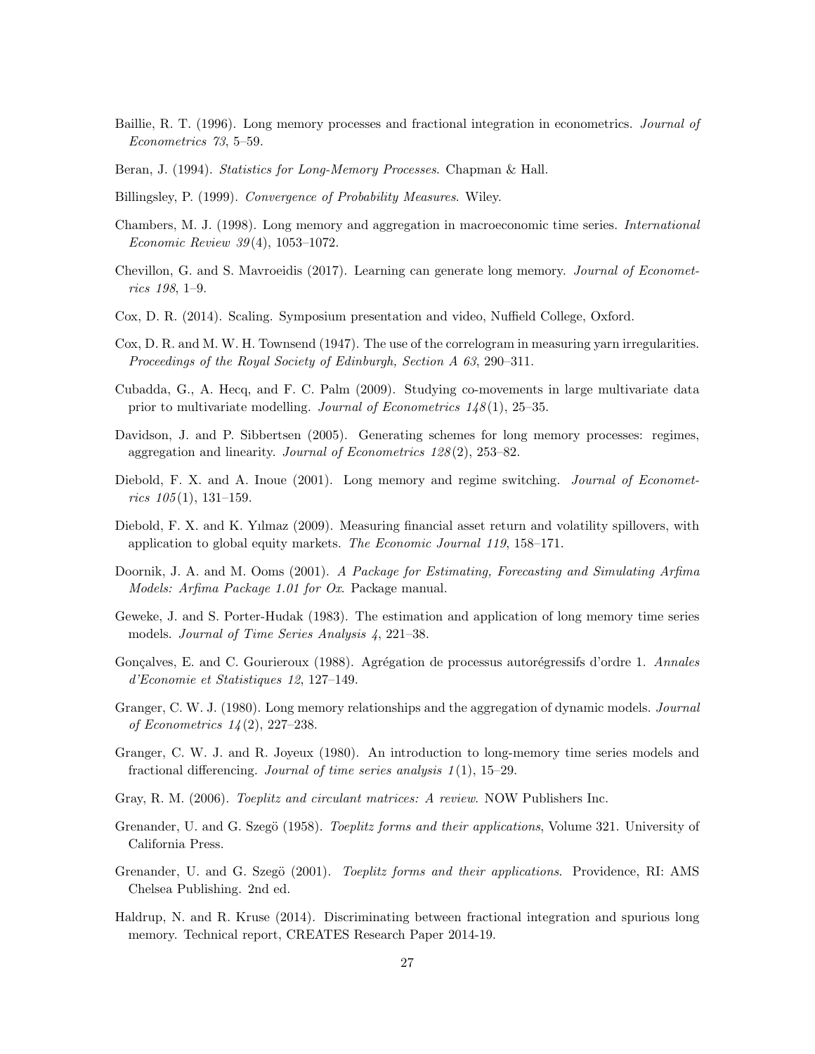Baillie, R. T. (1996). Long memory processes and fractional integration in econometrics. *Journal of Econometrics 73*, 5–59.

Beran, J. (1994). *Statistics for Long-Memory Processes*. Chapman & Hall.

Billingsley, P. (1999). *Convergence of Probability Measures*. Wiley.

Chambers, M. J. (1998). Long memory and aggregation in macroeconomic time series. *International Economic Review 39*(4), 1053–1072.

Chevillon, G. and S. Mavroeidis (2017). Learning can generate long memory. *Journal of Econometrics 198*, 1–9.

Cox, D. R. (2014). Scaling. Symposium presentation and video, Nuffield College, Oxford.

Cox, D. R. and M. W. H. Townsend (1947). The use of the correlogram in measuring yarn irregularities. *Proceedings of the Royal Society of Edinburgh, Section A 63*, 290–311.

Cubadda, G., A. Hecq, and F. C. Palm (2009). Studying co-movements in large multivariate data prior to multivariate modelling. *Journal of Econometrics 148*(1), 25–35.

Davidson, J. and P. Sibbertsen (2005). Generating schemes for long memory processes: regimes, aggregation and linearity. *Journal of Econometrics 128*(2), 253–82.

Diebold, F. X. and A. Inoue (2001). Long memory and regime switching. *Journal of Econometrics 105*(1), 131–159.

Diebold, F. X. and K. Yılmaz (2009). Measuring financial asset return and volatility spillovers, with application to global equity markets. *The Economic Journal 119*, 158–171.

Doornik, J. A. and M. Ooms (2001). *A Package for Estimating, Forecasting and Simulating Arfima Models: Arfima Package 1.01 for Ox*. Package manual.

Geweke, J. and S. Porter-Hudak (1983). The estimation and application of long memory time series models. *Journal of Time Series Analysis 4*, 221–38.

Gonçalves, E. and C. Gourieroux (1988). Agrégation de processus autorégressifs d'ordre 1. *Annales d'Economie et Statistiques 12*, 127–149.

Granger, C. W. J. (1980). Long memory relationships and the aggregation of dynamic models. *Journal of Econometrics 14*(2), 227–238.

Granger, C. W. J. and R. Joyeux (1980). An introduction to long-memory time series models and fractional differencing. *Journal of time series analysis 1*(1), 15–29.

Gray, R. M. (2006). *Toeplitz and circulant matrices: A review*. NOW Publishers Inc.

Grenander, U. and G. Szegö (1958). *Toeplitz forms and their applications*, Volume 321. University of California Press.

Grenander, U. and G. Szegö (2001). *Toeplitz forms and their applications*. Providence, RI: AMS Chelsea Publishing. 2nd ed.

Haldrup, N. and R. Kruse (2014). Discriminating between fractional integration and spurious long memory. Technical report, CREATES Research Paper 2014-19.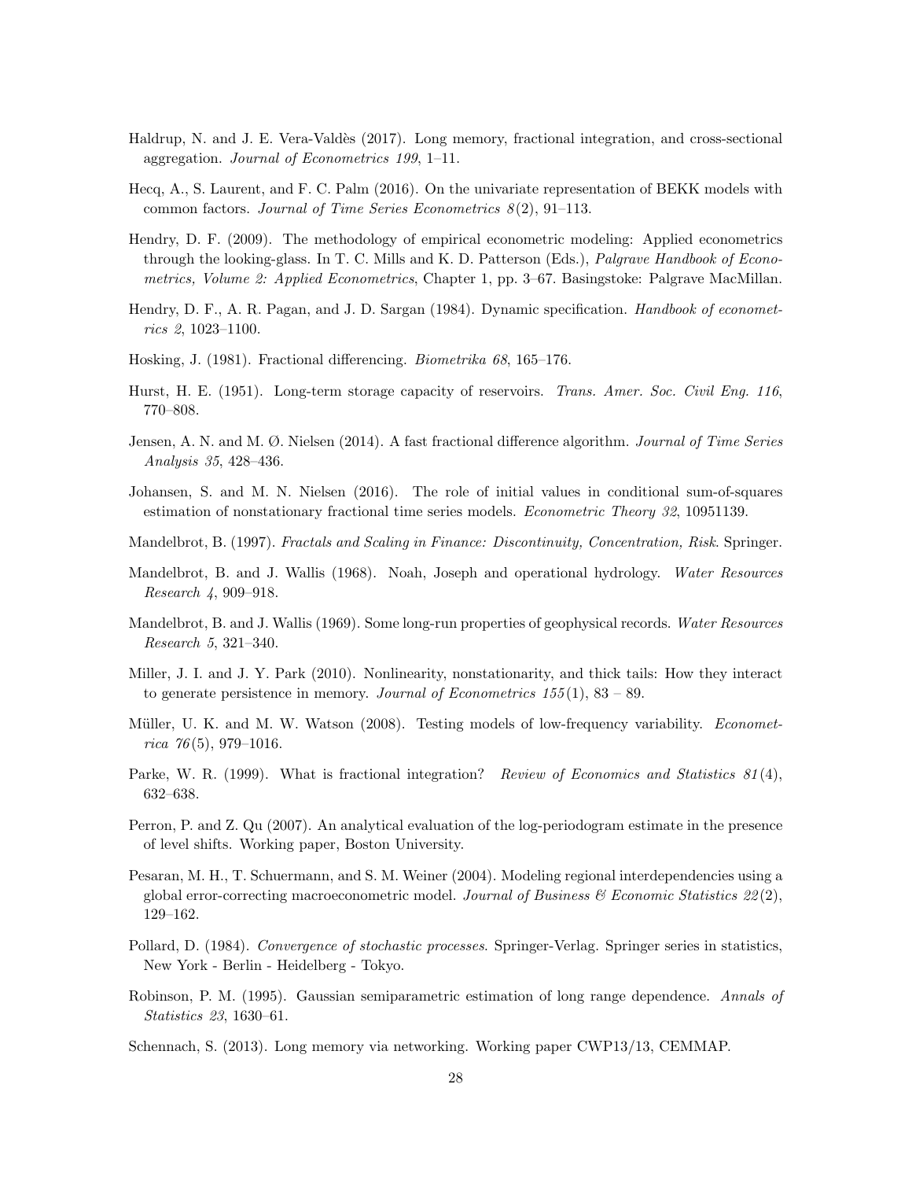Haldrup, N. and J. E. Vera-Valdès (2017). Long memory, fractional integration, and cross-sectional aggregation. *Journal of Econometrics 199*, 1–11.

Hecq, A., S. Laurent, and F. C. Palm (2016). On the univariate representation of BEKK models with common factors. *Journal of Time Series Econometrics 8*(2), 91–113.

Hendry, D. F. (2009). The methodology of empirical econometric modeling: Applied econometrics through the looking-glass. In T. C. Mills and K. D. Patterson (Eds.), *Palgrave Handbook of Econometrics, Volume 2: Applied Econometrics*, Chapter 1, pp. 3–67. Basingstoke: Palgrave MacMillan.

Hendry, D. F., A. R. Pagan, and J. D. Sargan (1984). Dynamic specification. *Handbook of econometrics 2*, 1023–1100.

Hosking, J. (1981). Fractional differencing. *Biometrika 68*, 165–176.

Hurst, H. E. (1951). Long-term storage capacity of reservoirs. *Trans. Amer. Soc. Civil Eng. 116*, 770–808.

Jensen, A. N. and M. Ø. Nielsen (2014). A fast fractional difference algorithm. *Journal of Time Series Analysis 35*, 428–436.

Johansen, S. and M. N. Nielsen (2016). The role of initial values in conditional sum-of-squares estimation of nonstationary fractional time series models. *Econometric Theory 32*, 10951139.

Mandelbrot, B. (1997). *Fractals and Scaling in Finance: Discontinuity, Concentration, Risk*. Springer.

Mandelbrot, B. and J. Wallis (1968). Noah, Joseph and operational hydrology. *Water Resources Research 4*, 909–918.

Mandelbrot, B. and J. Wallis (1969). Some long-run properties of geophysical records. *Water Resources Research 5*, 321–340.

Miller, J. I. and J. Y. Park (2010). Nonlinearity, nonstationarity, and thick tails: How they interact to generate persistence in memory. *Journal of Econometrics 155*(1), 83 – 89.

Müller, U. K. and M. W. Watson (2008). Testing models of low-frequency variability. *Econometrica 76*(5), 979–1016.

Parke, W. R. (1999). What is fractional integration? *Review of Economics and Statistics 81*(4), 632–638.

Perron, P. and Z. Qu (2007). An analytical evaluation of the log-periodogram estimate in the presence of level shifts. Working paper, Boston University.

Pesaran, M. H., T. Schuermann, and S. M. Weiner (2004). Modeling regional interdependencies using a global error-correcting macroeconometric model. *Journal of Business & Economic Statistics 22*(2), 129–162.

Pollard, D. (1984). *Convergence of stochastic processes*. Springer-Verlag. Springer series in statistics, New York - Berlin - Heidelberg - Tokyo.

Robinson, P. M. (1995). Gaussian semiparametric estimation of long range dependence. *Annals of Statistics 23*, 1630–61.

Schennach, S. (2013). Long memory via networking. Working paper CWP13/13, CEMMAP.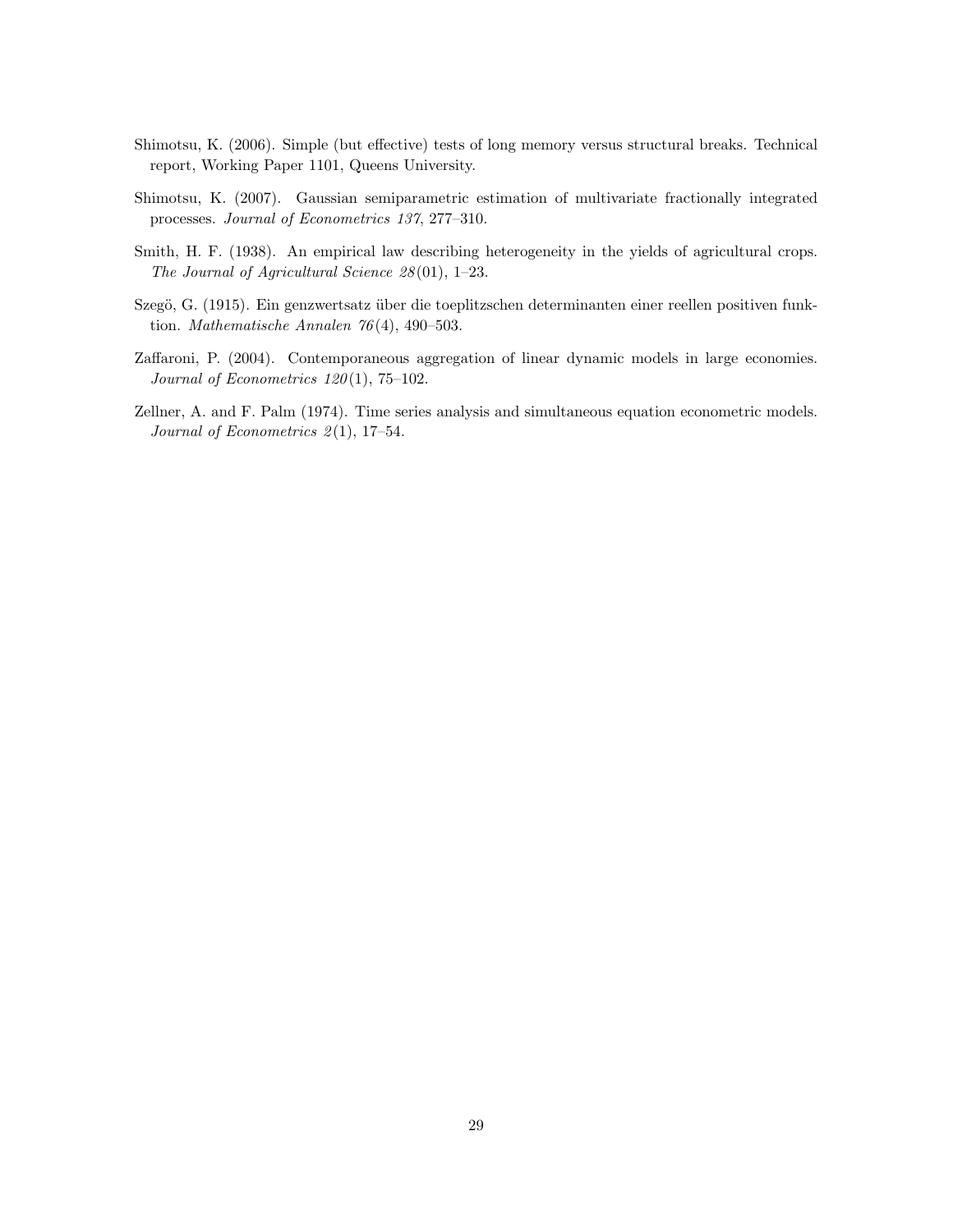Shimotsu, K. (2006). Simple (but effective) tests of long memory versus structural breaks. Technical report, Working Paper 1101, Queens University.

Shimotsu, K. (2007). Gaussian semiparametric estimation of multivariate fractionally integrated processes. *Journal of Econometrics 137*, 277–310.

Smith, H. F. (1938). An empirical law describing heterogeneity in the yields of agricultural crops. *The Journal of Agricultural Science 28*(01), 1–23.

Szegö, G. (1915). Ein genzwertsatz über die toeplitzschen determinanten einer reellen positiven funktion. *Mathematische Annalen 76*(4), 490–503.

Zaffaroni, P. (2004). Contemporaneous aggregation of linear dynamic models in large economies. *Journal of Econometrics 120*(1), 75–102.

Zellner, A. and F. Palm (1974). Time series analysis and simultaneous equation econometric models. *Journal of Econometrics 2*(1), 17–54.